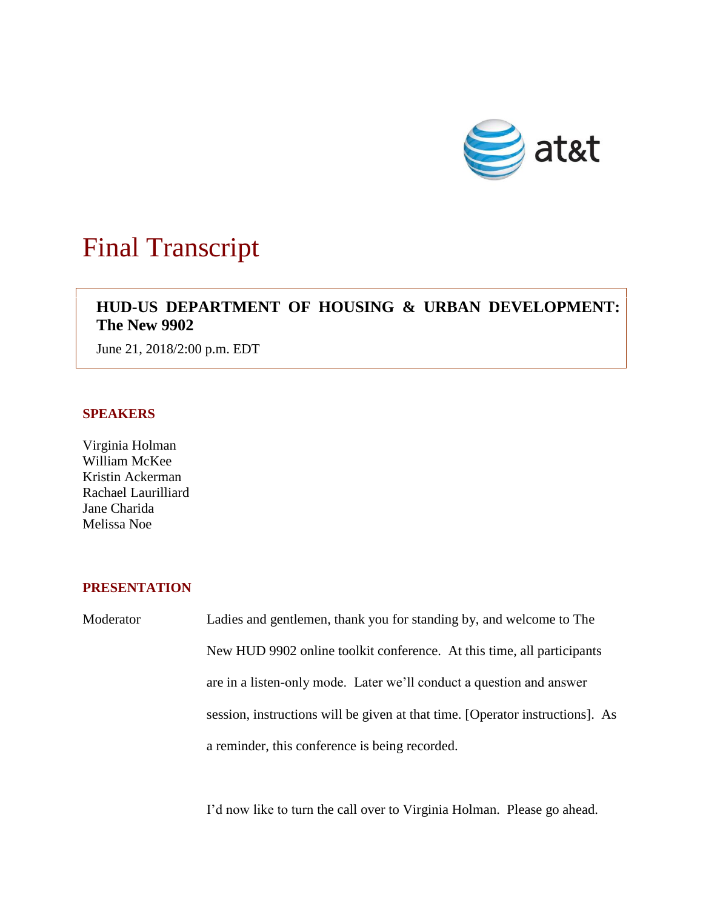# Final Transcript

**HUD-US DEPARTMENT OF HOUSING & URBAN DEVELOPMENT: The New 9902**

June 21, 2018/2:00 p.m. EDT

## SPEAKERS

Virginia Holman
William McKee
Kristin Ackerman
Rachael Laurilliard
Jane Charida
Melissa Noe

## PRESENTATION

Moderator Ladies and gentlemen, thank you for standing by, and welcome to The New HUD 9902 online toolkit conference. At this time, all participants are in a listen-only mode. Later we'll conduct a question and answer session, instructions will be given at that time. [Operator instructions]. As a reminder, this conference is being recorded.

I'd now like to turn the call over to Virginia Holman. Please go ahead.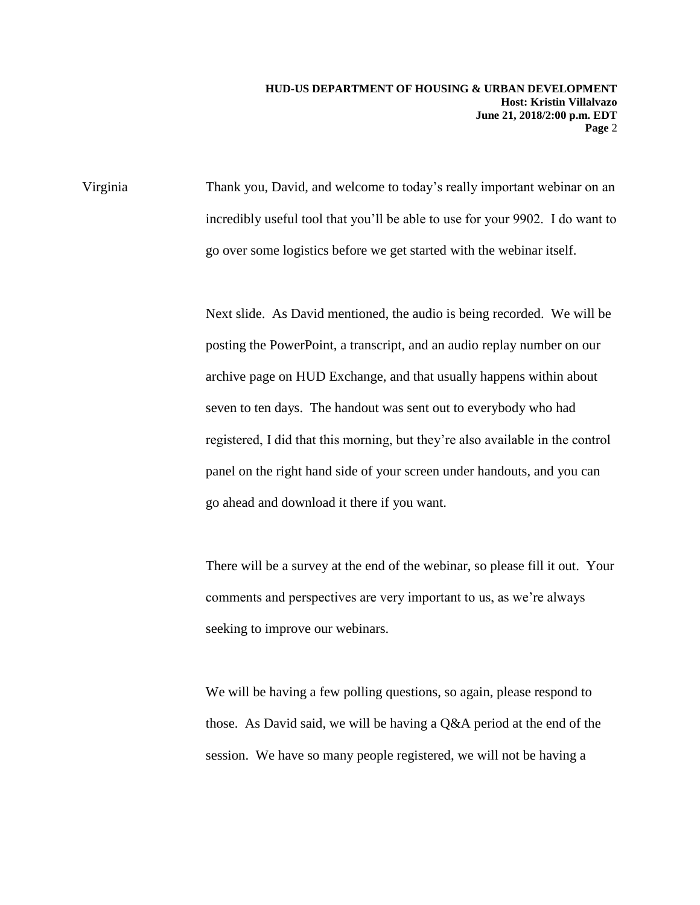Virginia: Thank you, David, and welcome to today's really important webinar on an incredibly useful tool that you'll be able to use for your 9902. I do want to go over some logistics before we get started with the webinar itself.

Next slide. As David mentioned, the audio is being recorded. We will be posting the PowerPoint, a transcript, and an audio replay number on our archive page on HUD Exchange, and that usually happens within about seven to ten days. The handout was sent out to everybody who had registered, I did that this morning, but they're also available in the control panel on the right hand side of your screen under handouts, and you can go ahead and download it there if you want.

There will be a survey at the end of the webinar, so please fill it out. Your comments and perspectives are very important to us, as we're always seeking to improve our webinars.

We will be having a few polling questions, so again, please respond to those. As David said, we will be having a Q&A period at the end of the session. We have so many people registered, we will not be having a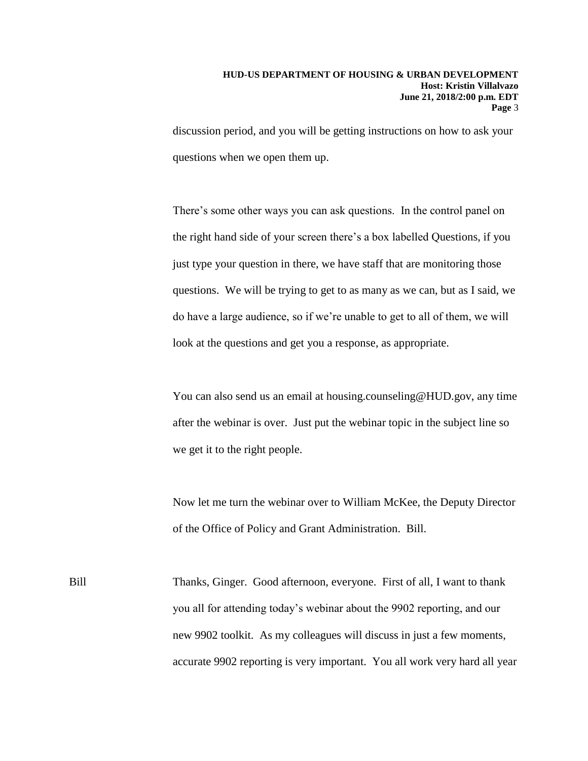discussion period, and you will be getting instructions on how to ask your questions when we open them up.

There's some other ways you can ask questions. In the control panel on the right hand side of your screen there's a box labelled Questions, if you just type your question in there, we have staff that are monitoring those questions. We will be trying to get to as many as we can, but as I said, we do have a large audience, so if we're unable to get to all of them, we will look at the questions and get you a response, as appropriate.

You can also send us an email at housing.counseling@HUD.gov, any time after the webinar is over. Just put the webinar topic in the subject line so we get it to the right people.

Now let me turn the webinar over to William McKee, the Deputy Director of the Office of Policy and Grant Administration. Bill.

Bill Thanks, Ginger. Good afternoon, everyone. First of all, I want to thank you all for attending today's webinar about the 9902 reporting, and our new 9902 toolkit. As my colleagues will discuss in just a few moments, accurate 9902 reporting is very important. You all work very hard all year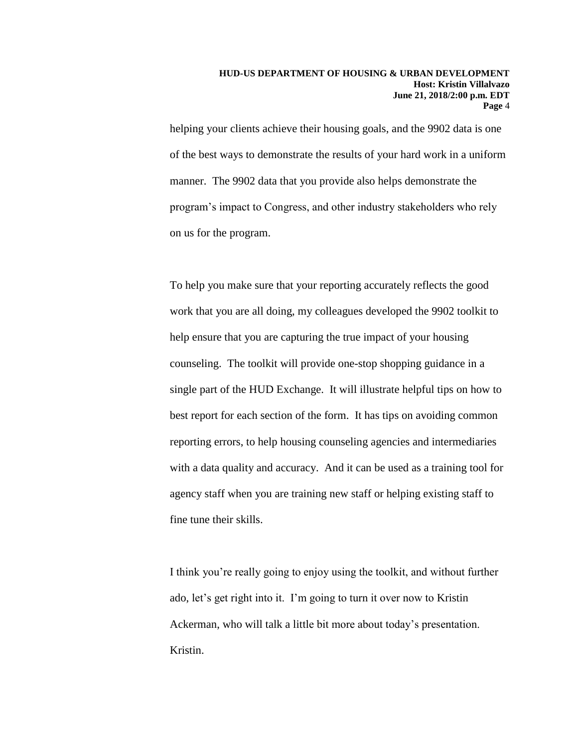helping your clients achieve their housing goals, and the 9902 data is one of the best ways to demonstrate the results of your hard work in a uniform manner. The 9902 data that you provide also helps demonstrate the program's impact to Congress, and other industry stakeholders who rely on us for the program.

To help you make sure that your reporting accurately reflects the good work that you are all doing, my colleagues developed the 9902 toolkit to help ensure that you are capturing the true impact of your housing counseling. The toolkit will provide one-stop shopping guidance in a single part of the HUD Exchange. It will illustrate helpful tips on how to best report for each section of the form. It has tips on avoiding common reporting errors, to help housing counseling agencies and intermediaries with a data quality and accuracy. And it can be used as a training tool for agency staff when you are training new staff or helping existing staff to fine tune their skills.

I think you're really going to enjoy using the toolkit, and without further ado, let's get right into it. I'm going to turn it over now to Kristin Ackerman, who will talk a little bit more about today's presentation. Kristin.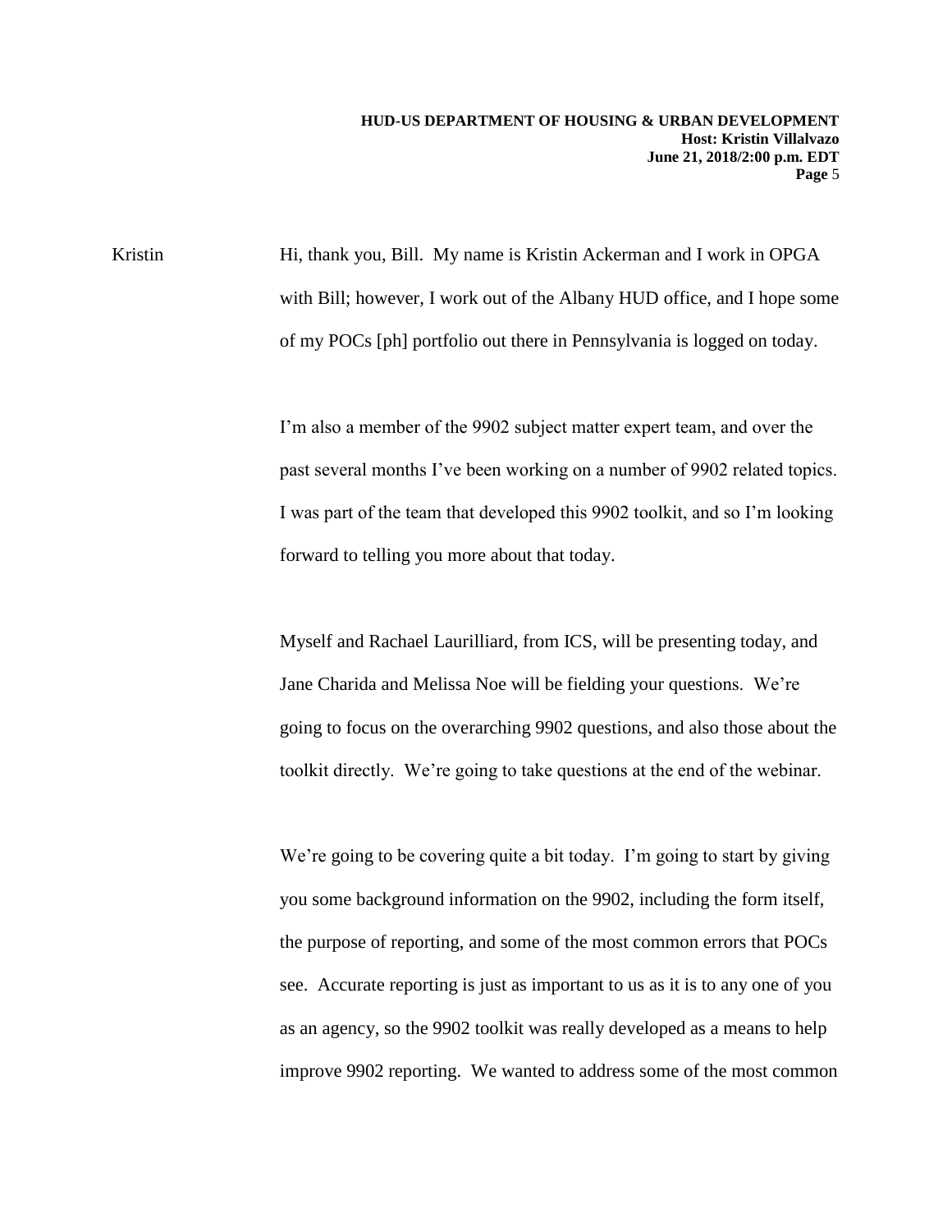Kristin	Hi, thank you, Bill. My name is Kristin Ackerman and I work in OPGA with Bill; however, I work out of the Albany HUD office, and I hope some of my POCs [ph] portfolio out there in Pennsylvania is logged on today.

I'm also a member of the 9902 subject matter expert team, and over the past several months I've been working on a number of 9902 related topics. I was part of the team that developed this 9902 toolkit, and so I'm looking forward to telling you more about that today.

Myself and Rachael Laurilliard, from ICS, will be presenting today, and Jane Charida and Melissa Noe will be fielding your questions. We're going to focus on the overarching 9902 questions, and also those about the toolkit directly. We're going to take questions at the end of the webinar.

We're going to be covering quite a bit today. I'm going to start by giving you some background information on the 9902, including the form itself, the purpose of reporting, and some of the most common errors that POCs see. Accurate reporting is just as important to us as it is to any one of you as an agency, so the 9902 toolkit was really developed as a means to help improve 9902 reporting. We wanted to address some of the most common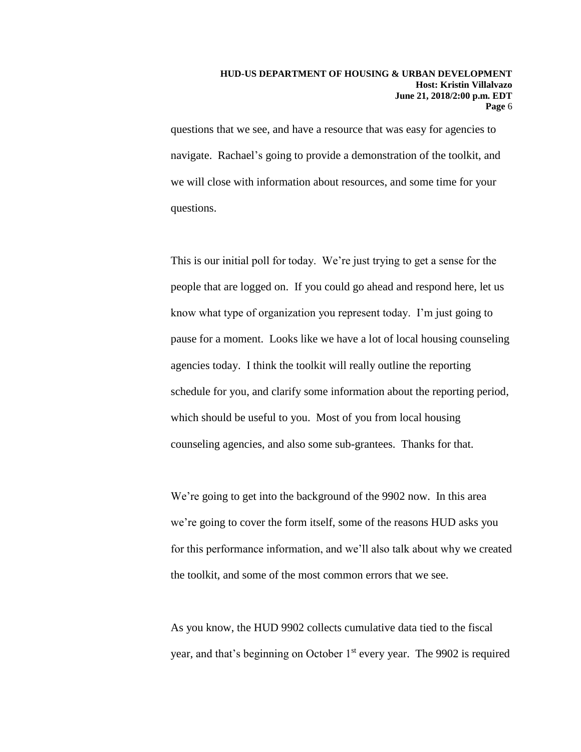questions that we see, and have a resource that was easy for agencies to navigate. Rachael's going to provide a demonstration of the toolkit, and we will close with information about resources, and some time for your questions.

This is our initial poll for today. We're just trying to get a sense for the people that are logged on. If you could go ahead and respond here, let us know what type of organization you represent today. I'm just going to pause for a moment. Looks like we have a lot of local housing counseling agencies today. I think the toolkit will really outline the reporting schedule for you, and clarify some information about the reporting period, which should be useful to you. Most of you from local housing counseling agencies, and also some sub-grantees. Thanks for that.

We're going to get into the background of the 9902 now. In this area we're going to cover the form itself, some of the reasons HUD asks you for this performance information, and we'll also talk about why we created the toolkit, and some of the most common errors that we see.

As you know, the HUD 9902 collects cumulative data tied to the fiscal year, and that's beginning on October 1st every year. The 9902 is required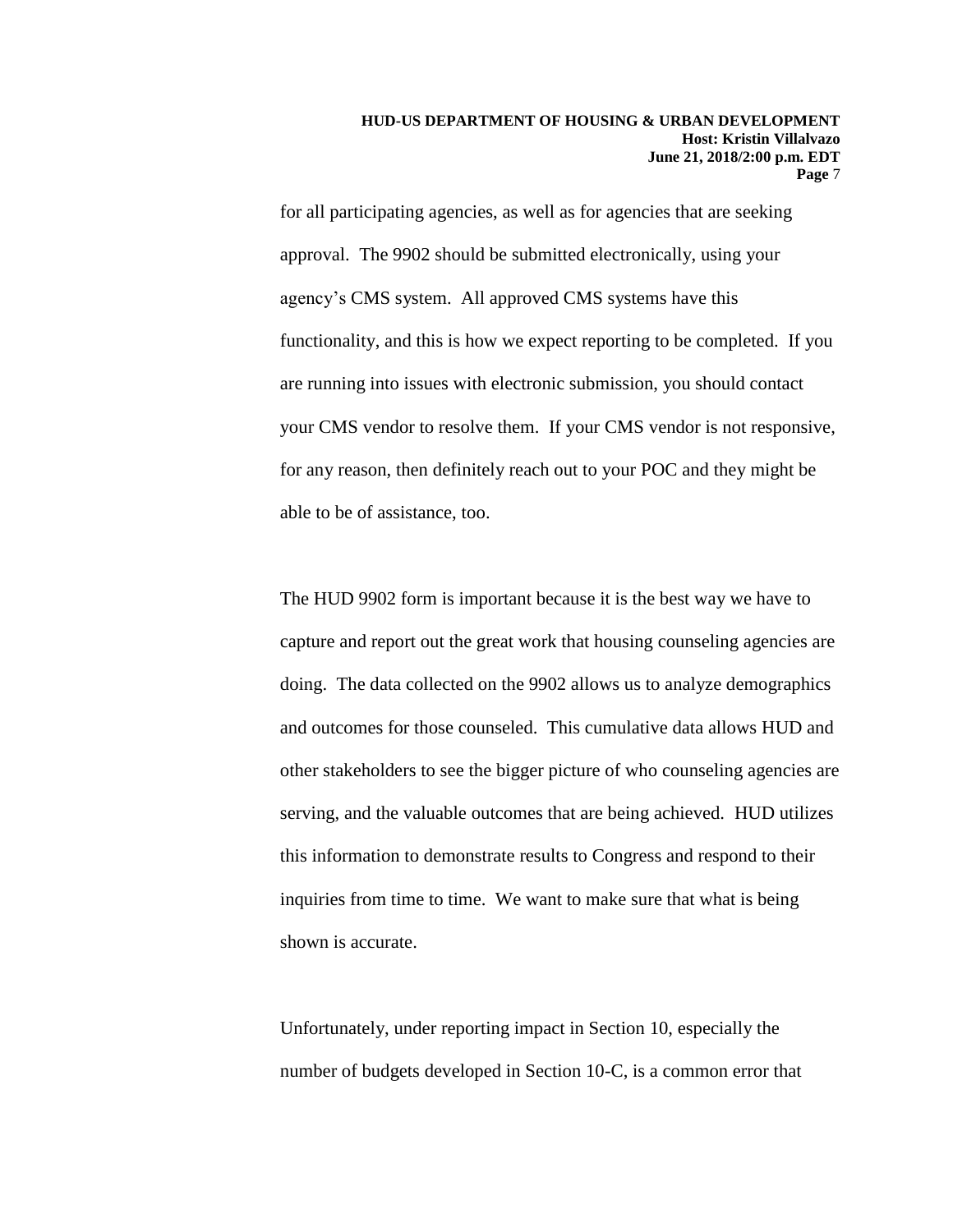for all participating agencies, as well as for agencies that are seeking approval. The 9902 should be submitted electronically, using your agency's CMS system. All approved CMS systems have this functionality, and this is how we expect reporting to be completed. If you are running into issues with electronic submission, you should contact your CMS vendor to resolve them. If your CMS vendor is not responsive, for any reason, then definitely reach out to your POC and they might be able to be of assistance, too.

The HUD 9902 form is important because it is the best way we have to capture and report out the great work that housing counseling agencies are doing. The data collected on the 9902 allows us to analyze demographics and outcomes for those counseled. This cumulative data allows HUD and other stakeholders to see the bigger picture of who counseling agencies are serving, and the valuable outcomes that are being achieved. HUD utilizes this information to demonstrate results to Congress and respond to their inquiries from time to time. We want to make sure that what is being shown is accurate.

Unfortunately, under reporting impact in Section 10, especially the number of budgets developed in Section 10-C, is a common error that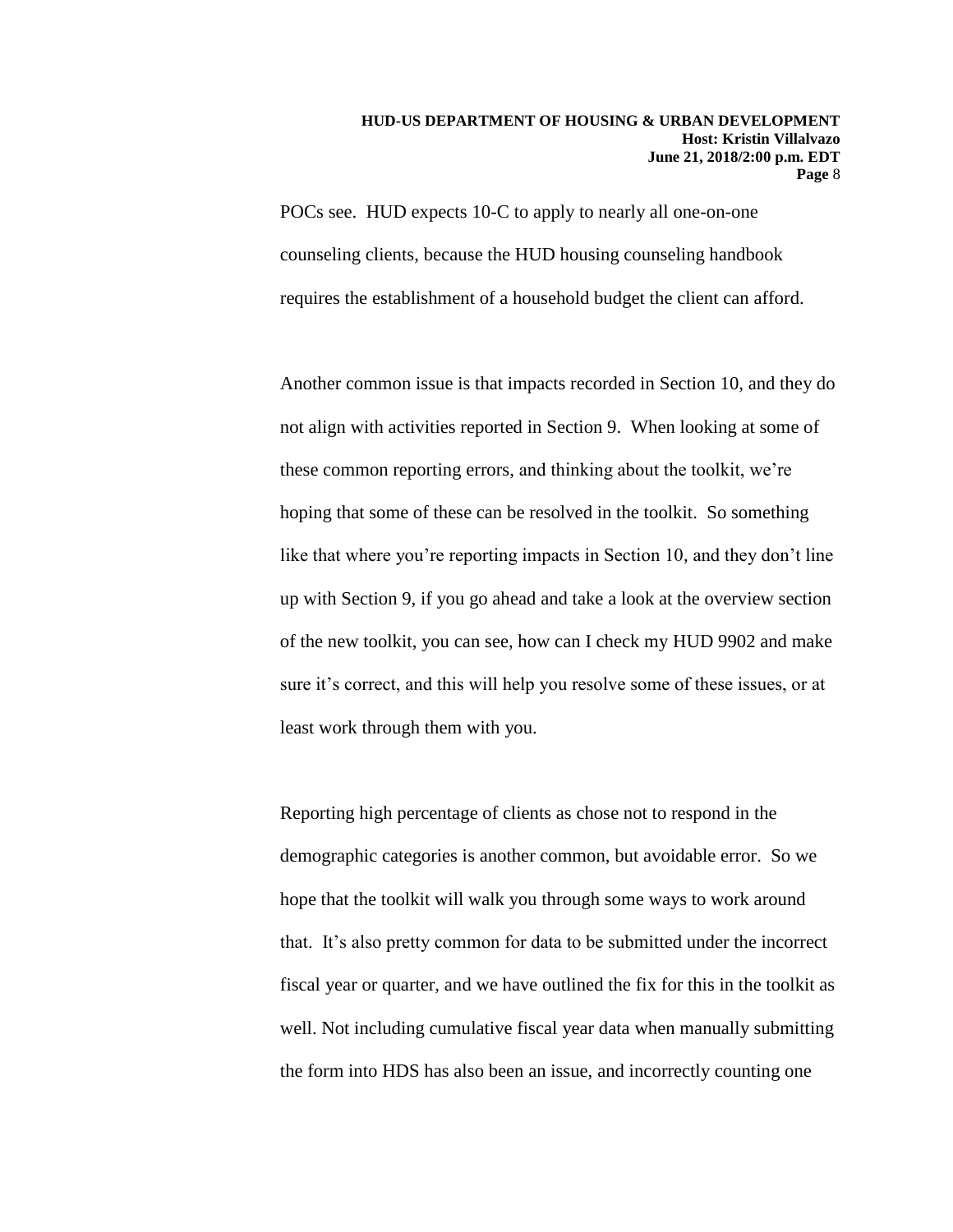POCs see. HUD expects 10-C to apply to nearly all one-on-one counseling clients, because the HUD housing counseling handbook requires the establishment of a household budget the client can afford.

Another common issue is that impacts recorded in Section 10, and they do not align with activities reported in Section 9. When looking at some of these common reporting errors, and thinking about the toolkit, we're hoping that some of these can be resolved in the toolkit. So something like that where you're reporting impacts in Section 10, and they don't line up with Section 9, if you go ahead and take a look at the overview section of the new toolkit, you can see, how can I check my HUD 9902 and make sure it's correct, and this will help you resolve some of these issues, or at least work through them with you.

Reporting high percentage of clients as chose not to respond in the demographic categories is another common, but avoidable error. So we hope that the toolkit will walk you through some ways to work around that. It's also pretty common for data to be submitted under the incorrect fiscal year or quarter, and we have outlined the fix for this in the toolkit as well. Not including cumulative fiscal year data when manually submitting the form into HDS has also been an issue, and incorrectly counting one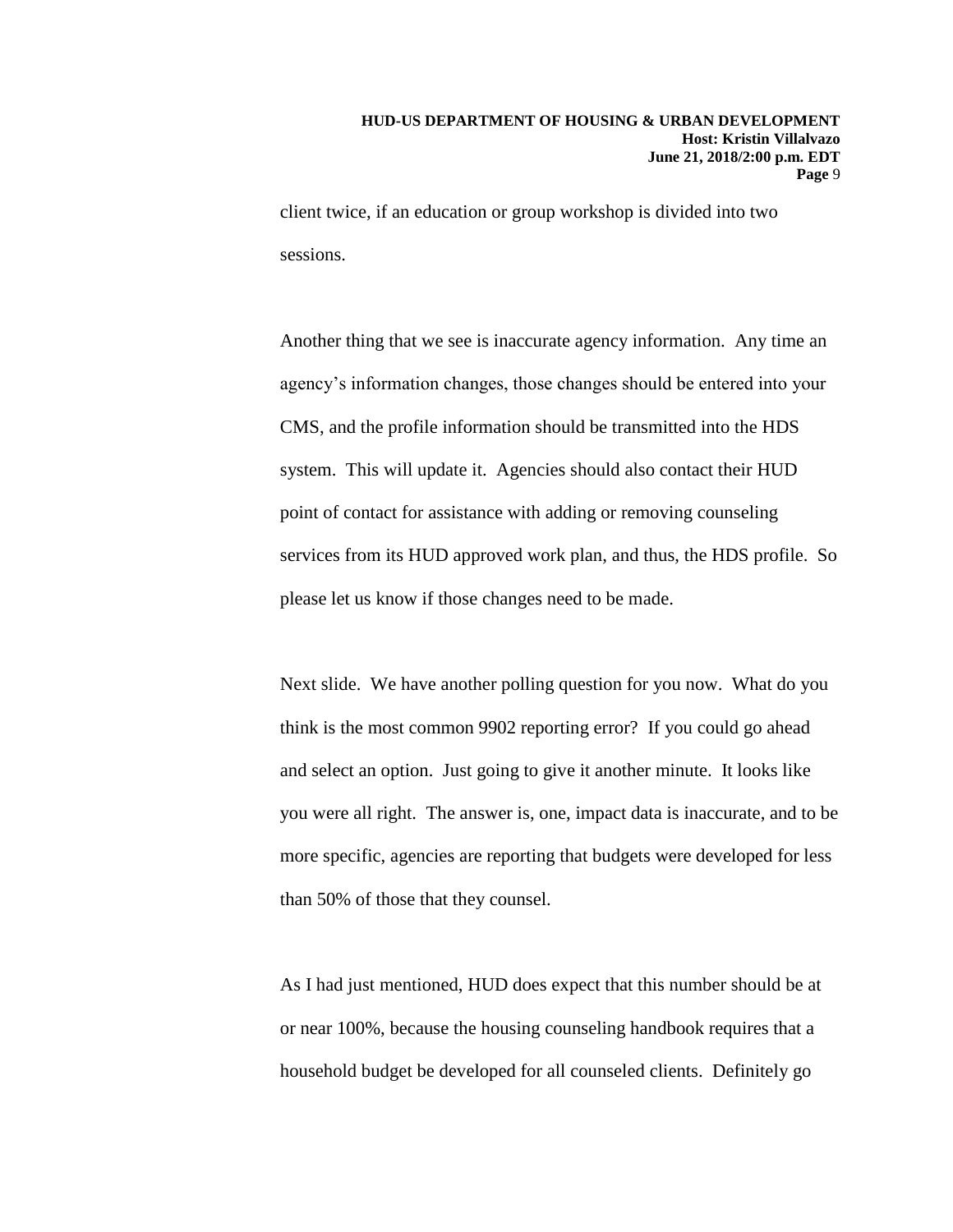client twice, if an education or group workshop is divided into two sessions.

Another thing that we see is inaccurate agency information. Any time an agency's information changes, those changes should be entered into your CMS, and the profile information should be transmitted into the HDS system. This will update it. Agencies should also contact their HUD point of contact for assistance with adding or removing counseling services from its HUD approved work plan, and thus, the HDS profile. So please let us know if those changes need to be made.

Next slide. We have another polling question for you now. What do you think is the most common 9902 reporting error? If you could go ahead and select an option. Just going to give it another minute. It looks like you were all right. The answer is, one, impact data is inaccurate, and to be more specific, agencies are reporting that budgets were developed for less than 50% of those that they counsel.

As I had just mentioned, HUD does expect that this number should be at or near 100%, because the housing counseling handbook requires that a household budget be developed for all counseled clients. Definitely go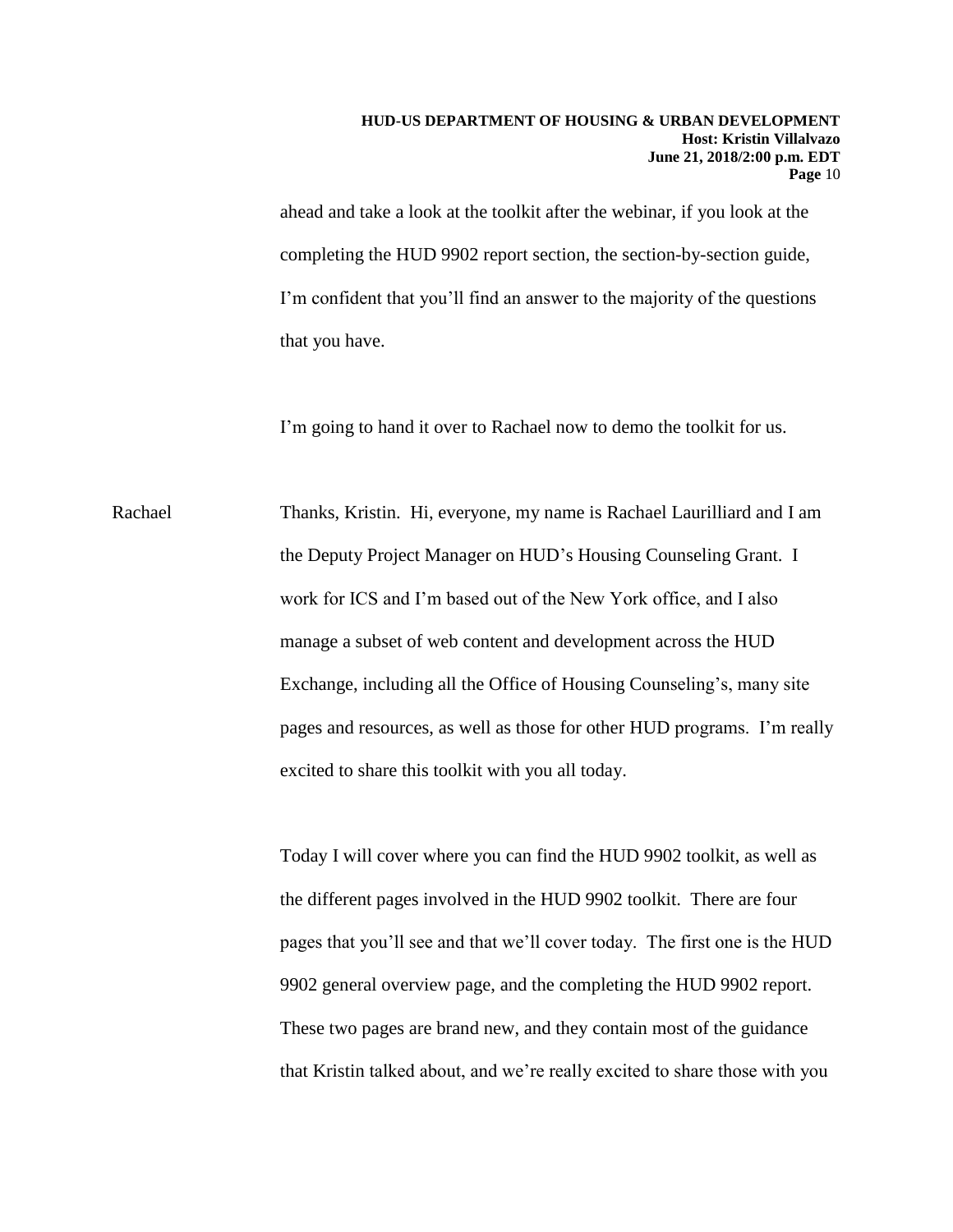ahead and take a look at the toolkit after the webinar, if you look at the completing the HUD 9902 report section, the section-by-section guide, I'm confident that you'll find an answer to the majority of the questions that you have.

I'm going to hand it over to Rachael now to demo the toolkit for us.

Rachael: Thanks, Kristin. Hi, everyone, my name is Rachael Laurilliard and I am the Deputy Project Manager on HUD's Housing Counseling Grant. I work for ICS and I'm based out of the New York office, and I also manage a subset of web content and development across the HUD Exchange, including all the Office of Housing Counseling's, many site pages and resources, as well as those for other HUD programs. I'm really excited to share this toolkit with you all today.

Today I will cover where you can find the HUD 9902 toolkit, as well as the different pages involved in the HUD 9902 toolkit. There are four pages that you'll see and that we'll cover today. The first one is the HUD 9902 general overview page, and the completing the HUD 9902 report. These two pages are brand new, and they contain most of the guidance that Kristin talked about, and we're really excited to share those with you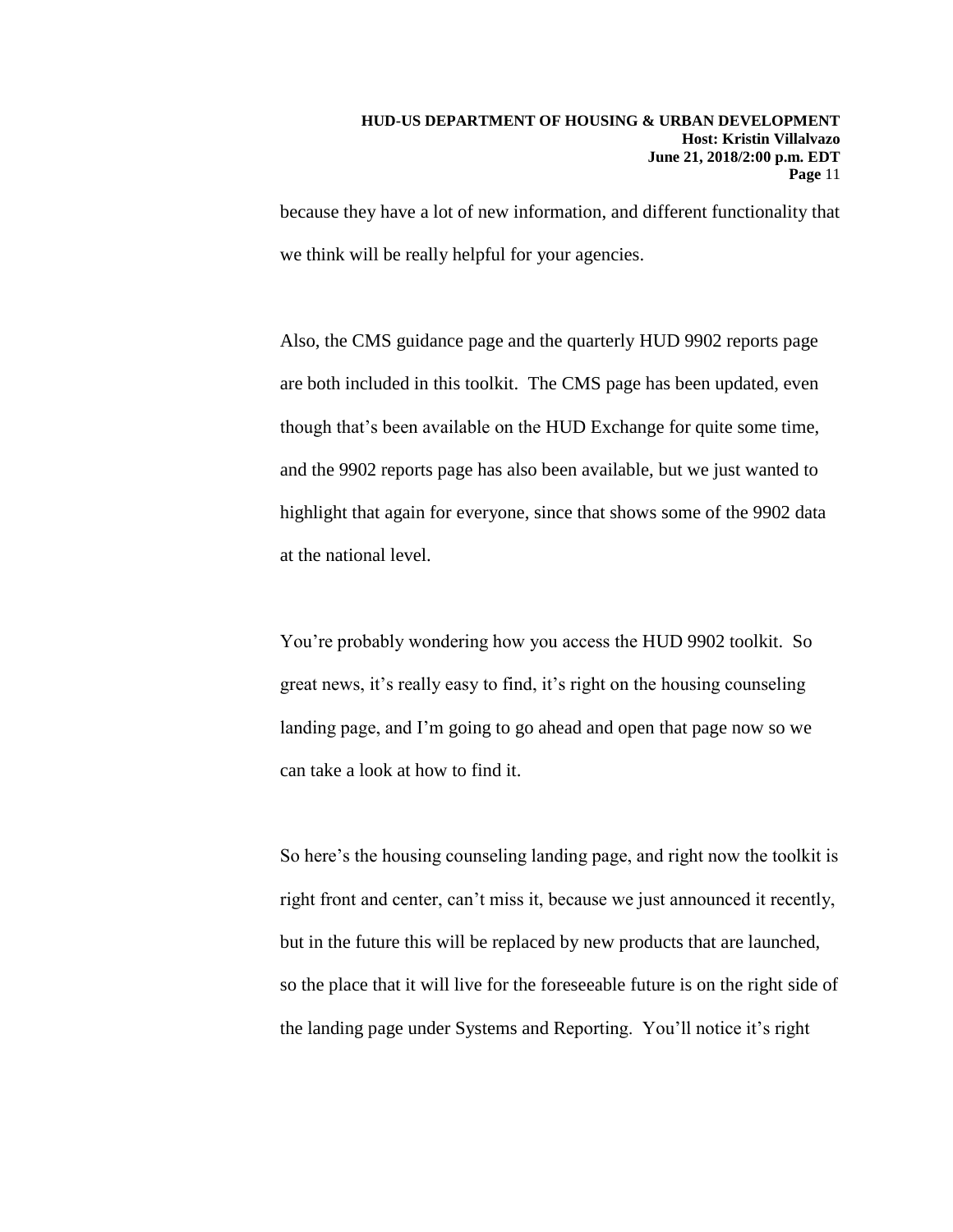because they have a lot of new information, and different functionality that we think will be really helpful for your agencies.

Also, the CMS guidance page and the quarterly HUD 9902 reports page are both included in this toolkit. The CMS page has been updated, even though that's been available on the HUD Exchange for quite some time, and the 9902 reports page has also been available, but we just wanted to highlight that again for everyone, since that shows some of the 9902 data at the national level.

You're probably wondering how you access the HUD 9902 toolkit. So great news, it's really easy to find, it's right on the housing counseling landing page, and I'm going to go ahead and open that page now so we can take a look at how to find it.

So here's the housing counseling landing page, and right now the toolkit is right front and center, can't miss it, because we just announced it recently, but in the future this will be replaced by new products that are launched, so the place that it will live for the foreseeable future is on the right side of the landing page under Systems and Reporting. You'll notice it's right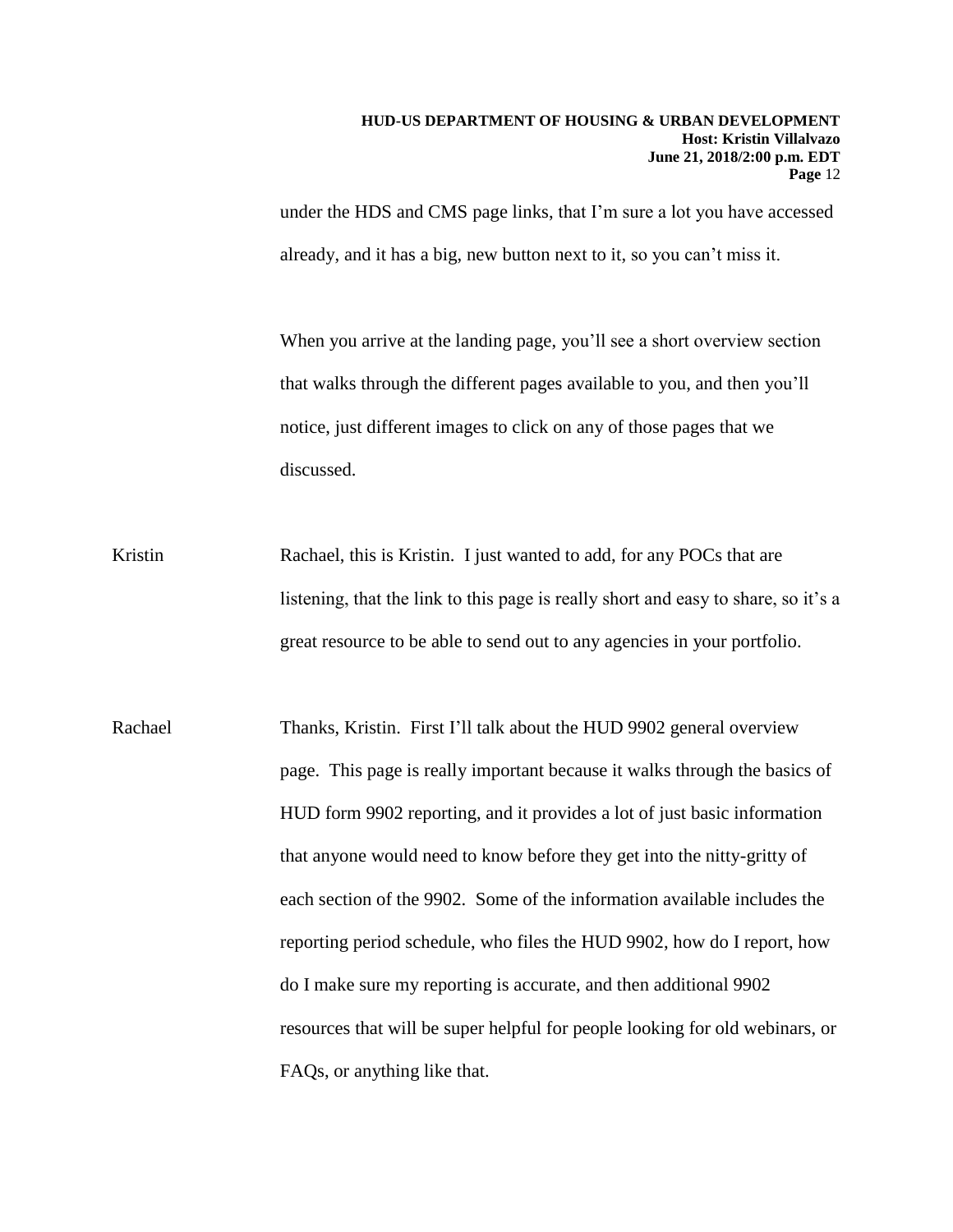under the HDS and CMS page links, that I'm sure a lot you have accessed already, and it has a big, new button next to it, so you can't miss it.

When you arrive at the landing page, you'll see a short overview section that walks through the different pages available to you, and then you'll notice, just different images to click on any of those pages that we discussed.

Kristin Rachael, this is Kristin. I just wanted to add, for any POCs that are listening, that the link to this page is really short and easy to share, so it's a great resource to be able to send out to any agencies in your portfolio.

Rachael Thanks, Kristin. First I'll talk about the HUD 9902 general overview page. This page is really important because it walks through the basics of HUD form 9902 reporting, and it provides a lot of just basic information that anyone would need to know before they get into the nitty-gritty of each section of the 9902. Some of the information available includes the reporting period schedule, who files the HUD 9902, how do I report, how do I make sure my reporting is accurate, and then additional 9902 resources that will be super helpful for people looking for old webinars, or FAQs, or anything like that.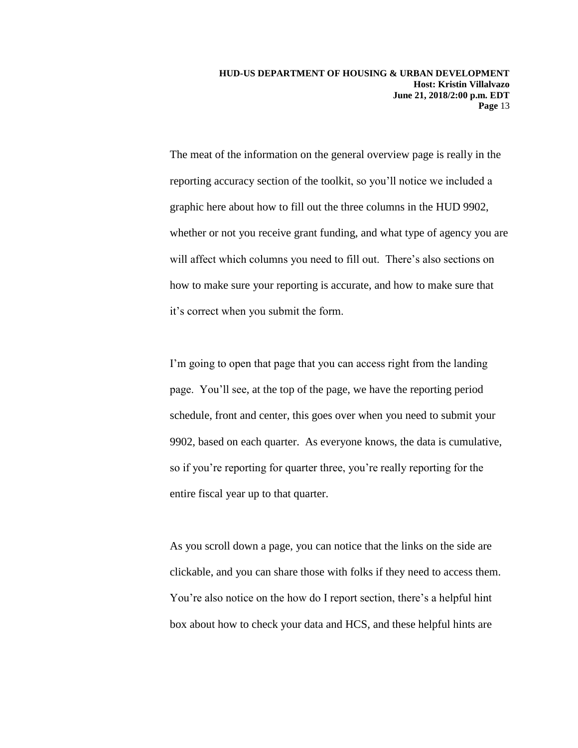The meat of the information on the general overview page is really in the reporting accuracy section of the toolkit, so you'll notice we included a graphic here about how to fill out the three columns in the HUD 9902, whether or not you receive grant funding, and what type of agency you are will affect which columns you need to fill out. There's also sections on how to make sure your reporting is accurate, and how to make sure that it's correct when you submit the form.

I'm going to open that page that you can access right from the landing page. You'll see, at the top of the page, we have the reporting period schedule, front and center, this goes over when you need to submit your 9902, based on each quarter. As everyone knows, the data is cumulative, so if you're reporting for quarter three, you're really reporting for the entire fiscal year up to that quarter.

As you scroll down a page, you can notice that the links on the side are clickable, and you can share those with folks if they need to access them. You're also notice on the how do I report section, there's a helpful hint box about how to check your data and HCS, and these helpful hints are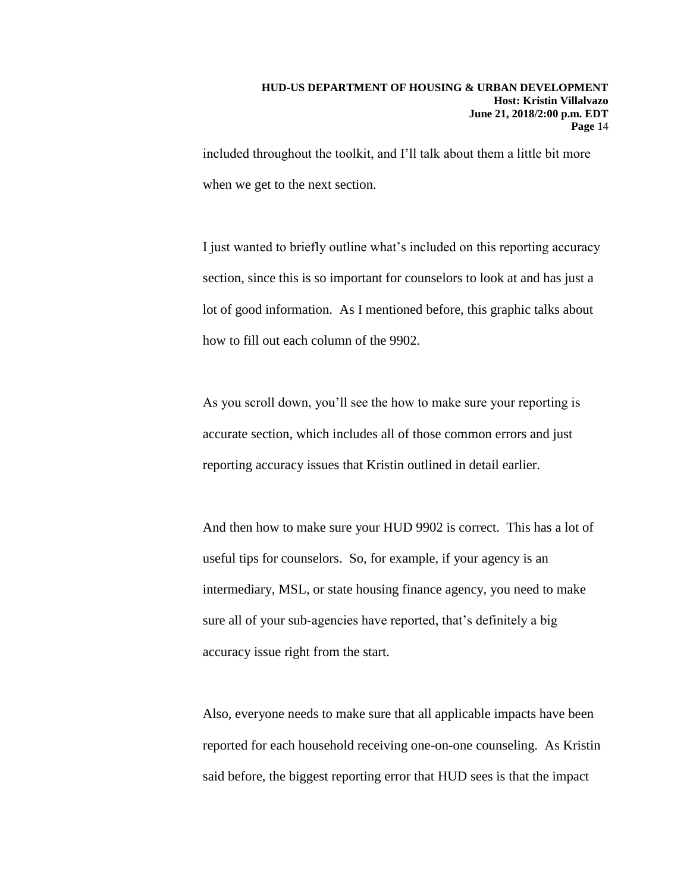included throughout the toolkit, and I'll talk about them a little bit more when we get to the next section.

I just wanted to briefly outline what's included on this reporting accuracy section, since this is so important for counselors to look at and has just a lot of good information. As I mentioned before, this graphic talks about how to fill out each column of the 9902.

As you scroll down, you'll see the how to make sure your reporting is accurate section, which includes all of those common errors and just reporting accuracy issues that Kristin outlined in detail earlier.

And then how to make sure your HUD 9902 is correct. This has a lot of useful tips for counselors. So, for example, if your agency is an intermediary, MSL, or state housing finance agency, you need to make sure all of your sub-agencies have reported, that's definitely a big accuracy issue right from the start.

Also, everyone needs to make sure that all applicable impacts have been reported for each household receiving one-on-one counseling. As Kristin said before, the biggest reporting error that HUD sees is that the impact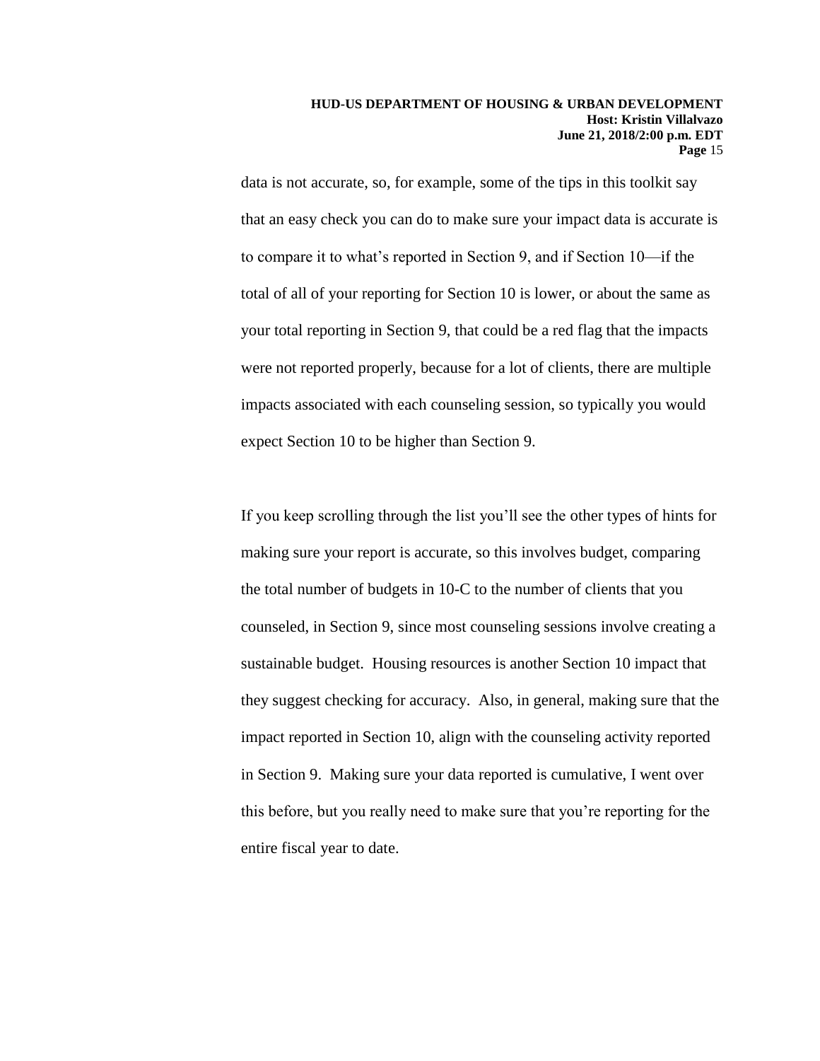data is not accurate, so, for example, some of the tips in this toolkit say that an easy check you can do to make sure your impact data is accurate is to compare it to what's reported in Section 9, and if Section 10—if the total of all of your reporting for Section 10 is lower, or about the same as your total reporting in Section 9, that could be a red flag that the impacts were not reported properly, because for a lot of clients, there are multiple impacts associated with each counseling session, so typically you would expect Section 10 to be higher than Section 9.

If you keep scrolling through the list you'll see the other types of hints for making sure your report is accurate, so this involves budget, comparing the total number of budgets in 10-C to the number of clients that you counseled, in Section 9, since most counseling sessions involve creating a sustainable budget. Housing resources is another Section 10 impact that they suggest checking for accuracy. Also, in general, making sure that the impact reported in Section 10, align with the counseling activity reported in Section 9. Making sure your data reported is cumulative, I went over this before, but you really need to make sure that you're reporting for the entire fiscal year to date.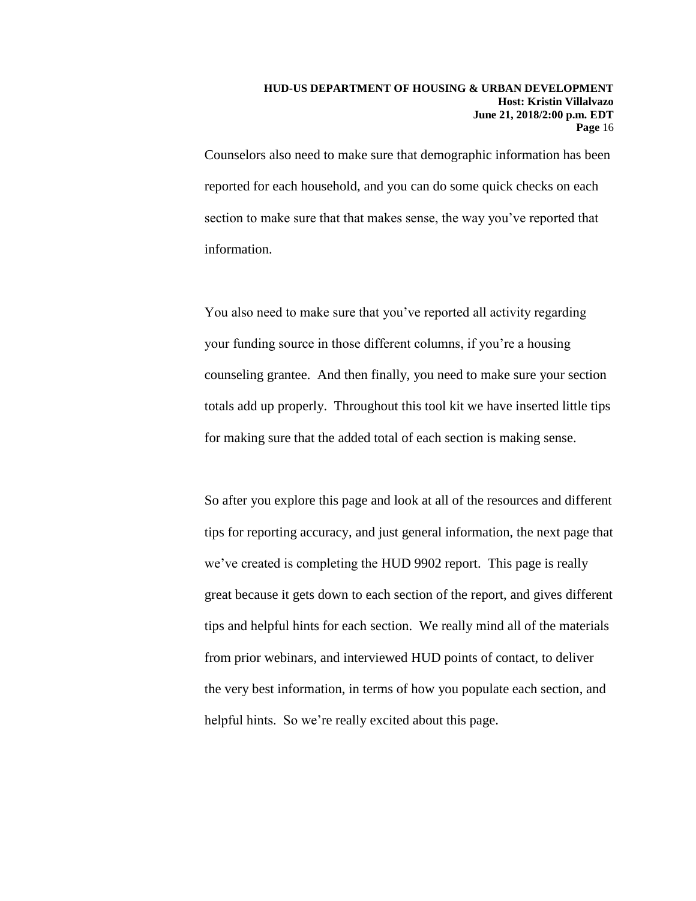Counselors also need to make sure that demographic information has been reported for each household, and you can do some quick checks on each section to make sure that that makes sense, the way you've reported that information.

You also need to make sure that you've reported all activity regarding your funding source in those different columns, if you're a housing counseling grantee. And then finally, you need to make sure your section totals add up properly. Throughout this tool kit we have inserted little tips for making sure that the added total of each section is making sense.

So after you explore this page and look at all of the resources and different tips for reporting accuracy, and just general information, the next page that we've created is completing the HUD 9902 report. This page is really great because it gets down to each section of the report, and gives different tips and helpful hints for each section. We really mind all of the materials from prior webinars, and interviewed HUD points of contact, to deliver the very best information, in terms of how you populate each section, and helpful hints. So we're really excited about this page.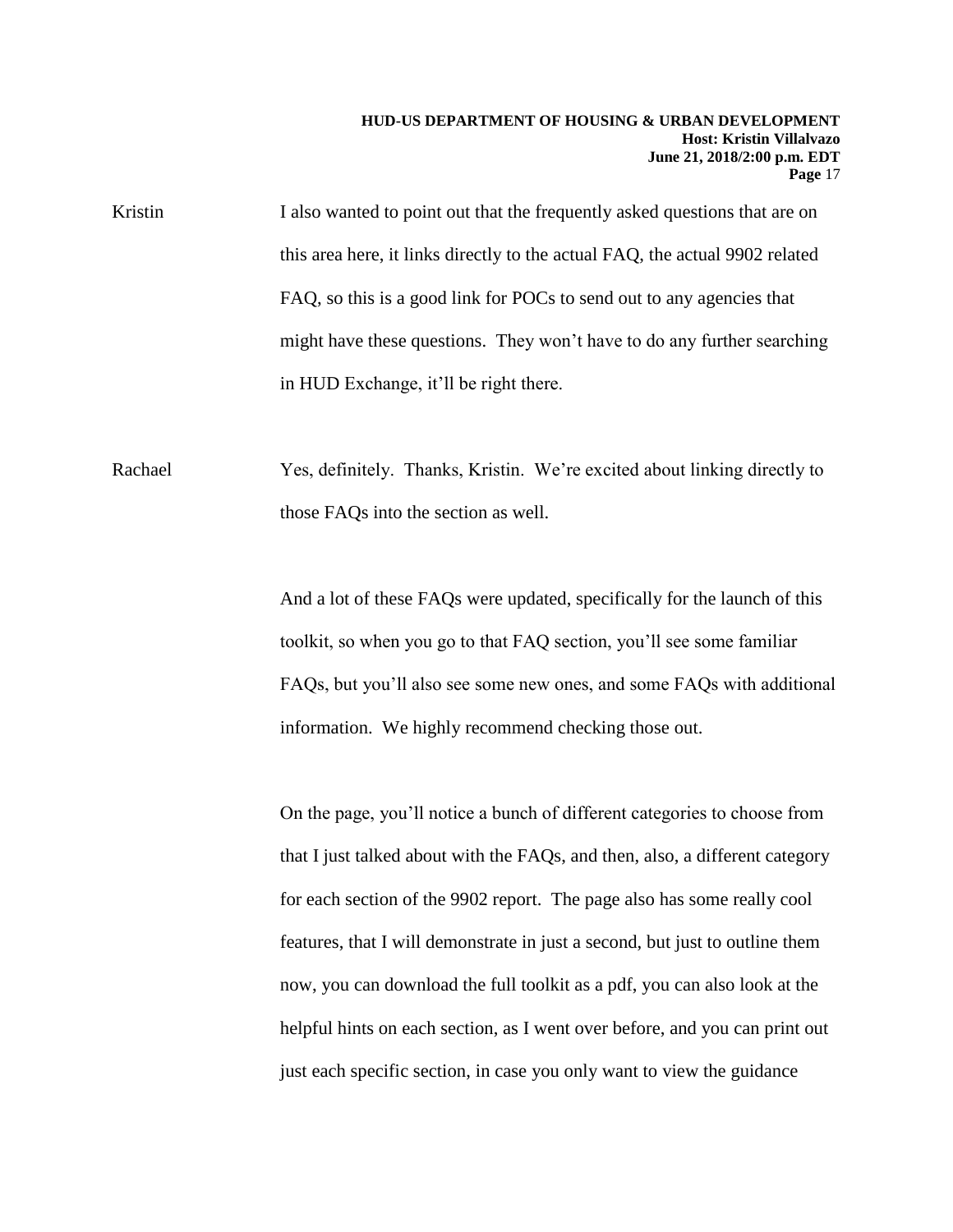Kristin I also wanted to point out that the frequently asked questions that are on this area here, it links directly to the actual FAQ, the actual 9902 related FAQ, so this is a good link for POCs to send out to any agencies that might have these questions. They won't have to do any further searching in HUD Exchange, it'll be right there.

Rachael Yes, definitely. Thanks, Kristin. We're excited about linking directly to those FAQs into the section as well.

And a lot of these FAQs were updated, specifically for the launch of this toolkit, so when you go to that FAQ section, you'll see some familiar FAQs, but you'll also see some new ones, and some FAQs with additional information. We highly recommend checking those out.

On the page, you'll notice a bunch of different categories to choose from that I just talked about with the FAQs, and then, also, a different category for each section of the 9902 report. The page also has some really cool features, that I will demonstrate in just a second, but just to outline them now, you can download the full toolkit as a pdf, you can also look at the helpful hints on each section, as I went over before, and you can print out just each specific section, in case you only want to view the guidance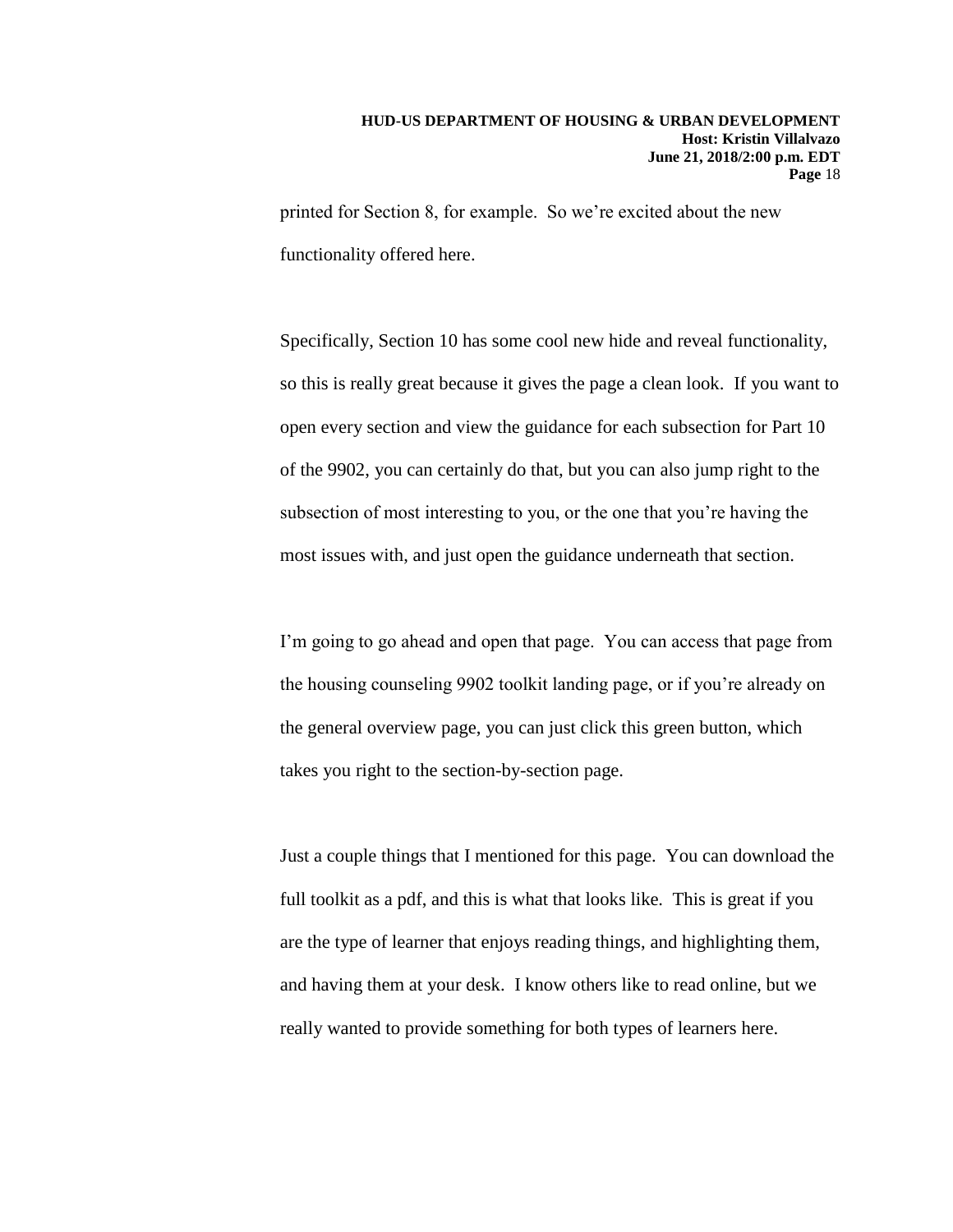printed for Section 8, for example. So we're excited about the new functionality offered here.

Specifically, Section 10 has some cool new hide and reveal functionality, so this is really great because it gives the page a clean look. If you want to open every section and view the guidance for each subsection for Part 10 of the 9902, you can certainly do that, but you can also jump right to the subsection of most interesting to you, or the one that you're having the most issues with, and just open the guidance underneath that section.

I'm going to go ahead and open that page. You can access that page from the housing counseling 9902 toolkit landing page, or if you're already on the general overview page, you can just click this green button, which takes you right to the section-by-section page.

Just a couple things that I mentioned for this page. You can download the full toolkit as a pdf, and this is what that looks like. This is great if you are the type of learner that enjoys reading things, and highlighting them, and having them at your desk. I know others like to read online, but we really wanted to provide something for both types of learners here.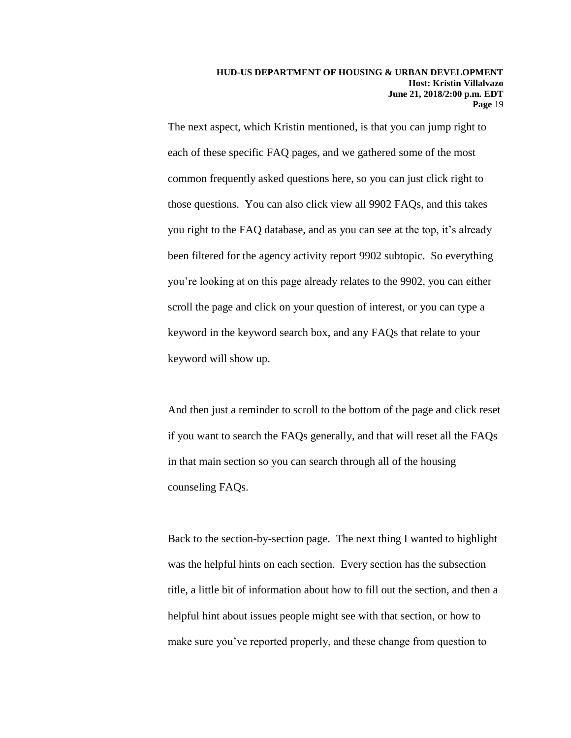The next aspect, which Kristin mentioned, is that you can jump right to each of these specific FAQ pages, and we gathered some of the most common frequently asked questions here, so you can just click right to those questions. You can also click view all 9902 FAQs, and this takes you right to the FAQ database, and as you can see at the top, it's already been filtered for the agency activity report 9902 subtopic. So everything you're looking at on this page already relates to the 9902, you can either scroll the page and click on your question of interest, or you can type a keyword in the keyword search box, and any FAQs that relate to your keyword will show up.

And then just a reminder to scroll to the bottom of the page and click reset if you want to search the FAQs generally, and that will reset all the FAQs in that main section so you can search through all of the housing counseling FAQs.

Back to the section-by-section page. The next thing I wanted to highlight was the helpful hints on each section. Every section has the subsection title, a little bit of information about how to fill out the section, and then a helpful hint about issues people might see with that section, or how to make sure you've reported properly, and these change from question to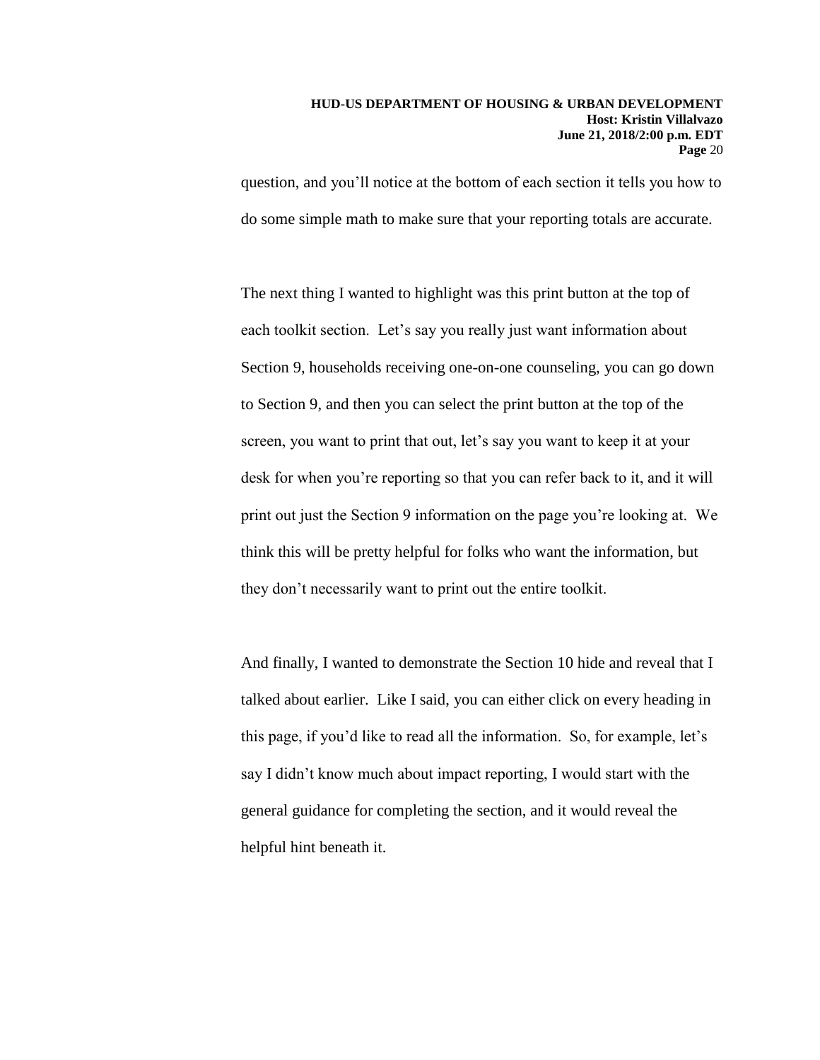question, and you'll notice at the bottom of each section it tells you how to do some simple math to make sure that your reporting totals are accurate.

The next thing I wanted to highlight was this print button at the top of each toolkit section. Let's say you really just want information about Section 9, households receiving one-on-one counseling, you can go down to Section 9, and then you can select the print button at the top of the screen, you want to print that out, let's say you want to keep it at your desk for when you're reporting so that you can refer back to it, and it will print out just the Section 9 information on the page you're looking at. We think this will be pretty helpful for folks who want the information, but they don't necessarily want to print out the entire toolkit.

And finally, I wanted to demonstrate the Section 10 hide and reveal that I talked about earlier. Like I said, you can either click on every heading in this page, if you'd like to read all the information. So, for example, let's say I didn't know much about impact reporting, I would start with the general guidance for completing the section, and it would reveal the helpful hint beneath it.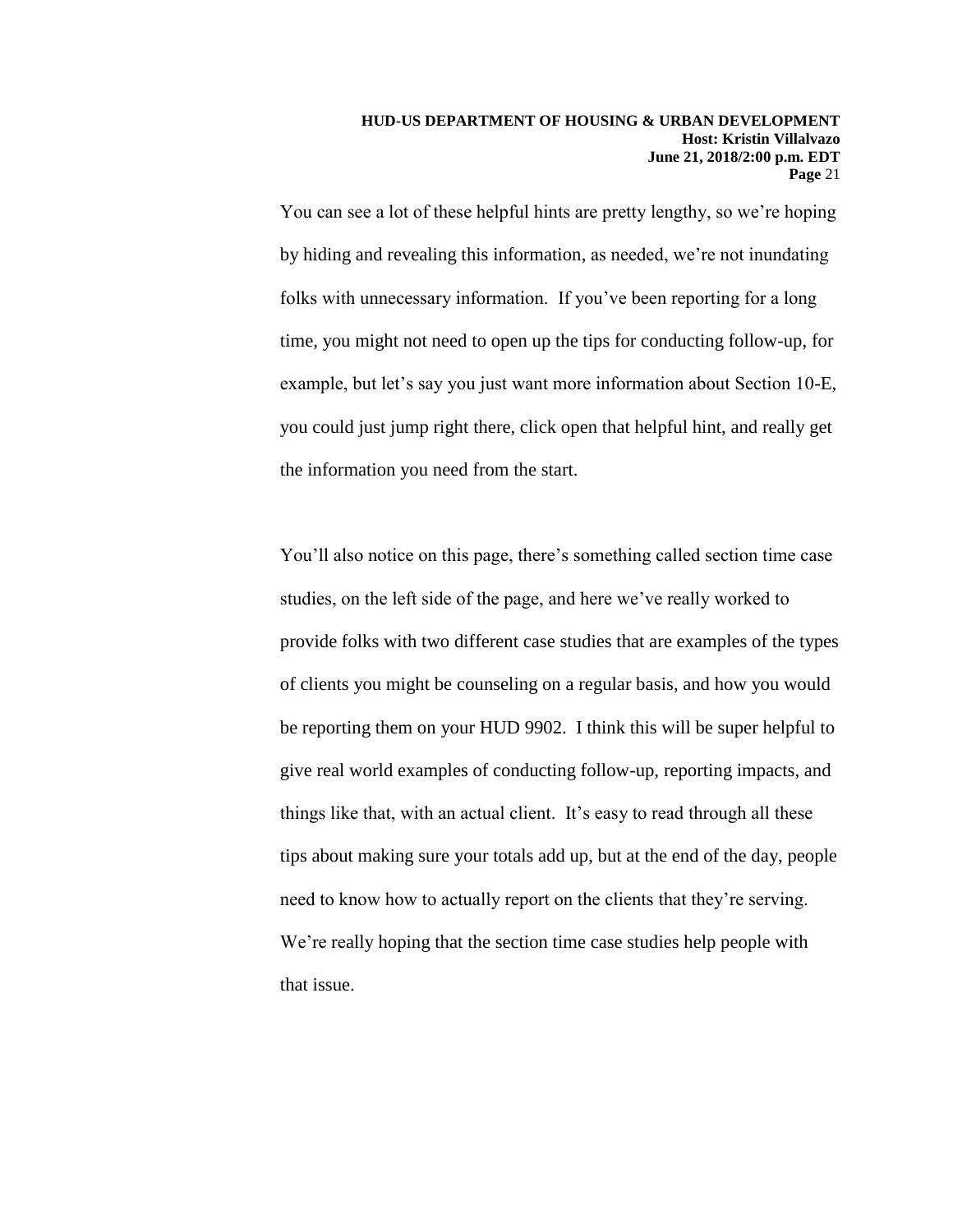You can see a lot of these helpful hints are pretty lengthy, so we're hoping by hiding and revealing this information, as needed, we're not inundating folks with unnecessary information. If you've been reporting for a long time, you might not need to open up the tips for conducting follow-up, for example, but let's say you just want more information about Section 10-E, you could just jump right there, click open that helpful hint, and really get the information you need from the start.

You'll also notice on this page, there's something called section time case studies, on the left side of the page, and here we've really worked to provide folks with two different case studies that are examples of the types of clients you might be counseling on a regular basis, and how you would be reporting them on your HUD 9902. I think this will be super helpful to give real world examples of conducting follow-up, reporting impacts, and things like that, with an actual client. It's easy to read through all these tips about making sure your totals add up, but at the end of the day, people need to know how to actually report on the clients that they're serving. We're really hoping that the section time case studies help people with that issue.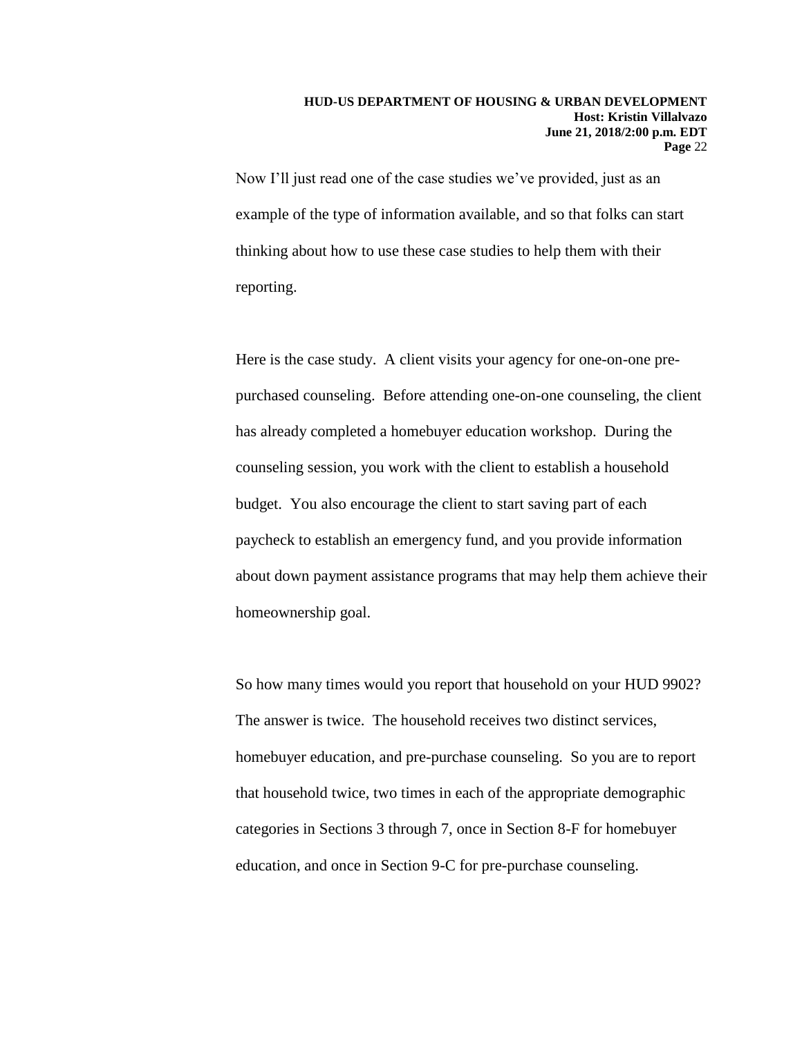Now I'll just read one of the case studies we've provided, just as an example of the type of information available, and so that folks can start thinking about how to use these case studies to help them with their reporting.

Here is the case study. A client visits your agency for one-on-one pre-purchased counseling. Before attending one-on-one counseling, the client has already completed a homebuyer education workshop. During the counseling session, you work with the client to establish a household budget. You also encourage the client to start saving part of each paycheck to establish an emergency fund, and you provide information about down payment assistance programs that may help them achieve their homeownership goal.

So how many times would you report that household on your HUD 9902? The answer is twice. The household receives two distinct services, homebuyer education, and pre-purchase counseling. So you are to report that household twice, two times in each of the appropriate demographic categories in Sections 3 through 7, once in Section 8-F for homebuyer education, and once in Section 9-C for pre-purchase counseling.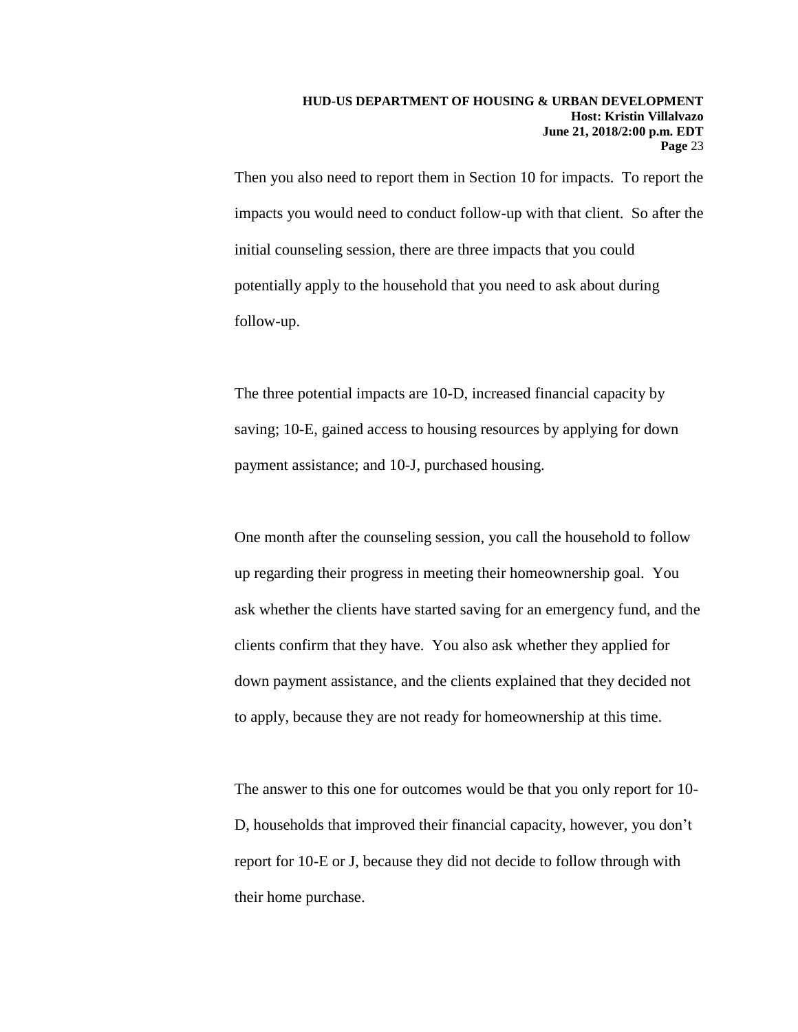Then you also need to report them in Section 10 for impacts. To report the impacts you would need to conduct follow-up with that client. So after the initial counseling session, there are three impacts that you could potentially apply to the household that you need to ask about during follow-up.

The three potential impacts are 10-D, increased financial capacity by saving; 10-E, gained access to housing resources by applying for down payment assistance; and 10-J, purchased housing.

One month after the counseling session, you call the household to follow up regarding their progress in meeting their homeownership goal. You ask whether the clients have started saving for an emergency fund, and the clients confirm that they have. You also ask whether they applied for down payment assistance, and the clients explained that they decided not to apply, because they are not ready for homeownership at this time.

The answer to this one for outcomes would be that you only report for 10-D, households that improved their financial capacity, however, you don't report for 10-E or J, because they did not decide to follow through with their home purchase.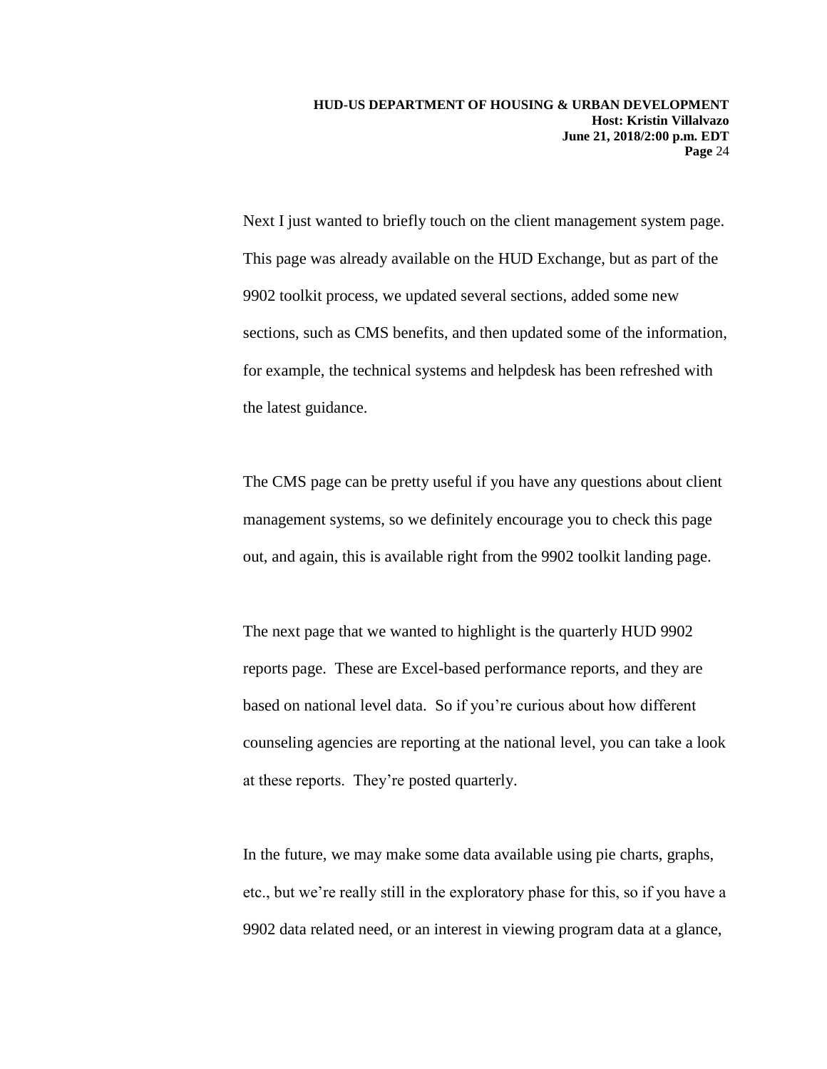Next I just wanted to briefly touch on the client management system page. This page was already available on the HUD Exchange, but as part of the 9902 toolkit process, we updated several sections, added some new sections, such as CMS benefits, and then updated some of the information, for example, the technical systems and helpdesk has been refreshed with the latest guidance.

The CMS page can be pretty useful if you have any questions about client management systems, so we definitely encourage you to check this page out, and again, this is available right from the 9902 toolkit landing page.

The next page that we wanted to highlight is the quarterly HUD 9902 reports page. These are Excel-based performance reports, and they are based on national level data. So if you're curious about how different counseling agencies are reporting at the national level, you can take a look at these reports. They're posted quarterly.

In the future, we may make some data available using pie charts, graphs, etc., but we're really still in the exploratory phase for this, so if you have a 9902 data related need, or an interest in viewing program data at a glance,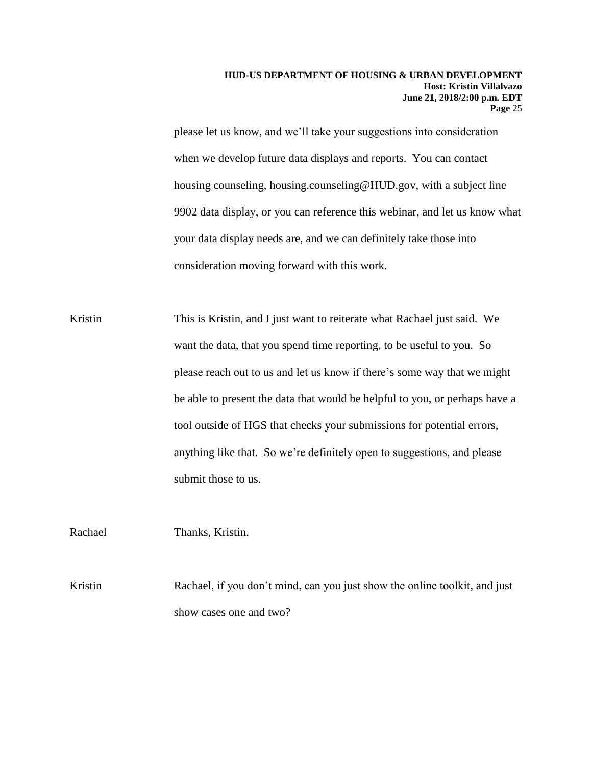please let us know, and we'll take your suggestions into consideration when we develop future data displays and reports. You can contact housing counseling, housing.counseling@HUD.gov, with a subject line 9902 data display, or you can reference this webinar, and let us know what your data display needs are, and we can definitely take those into consideration moving forward with this work.

Kristin This is Kristin, and I just want to reiterate what Rachael just said. We want the data, that you spend time reporting, to be useful to you. So please reach out to us and let us know if there's some way that we might be able to present the data that would be helpful to you, or perhaps have a tool outside of HGS that checks your submissions for potential errors, anything like that. So we're definitely open to suggestions, and please submit those to us.

Rachael Thanks, Kristin.

Kristin Rachael, if you don't mind, can you just show the online toolkit, and just show cases one and two?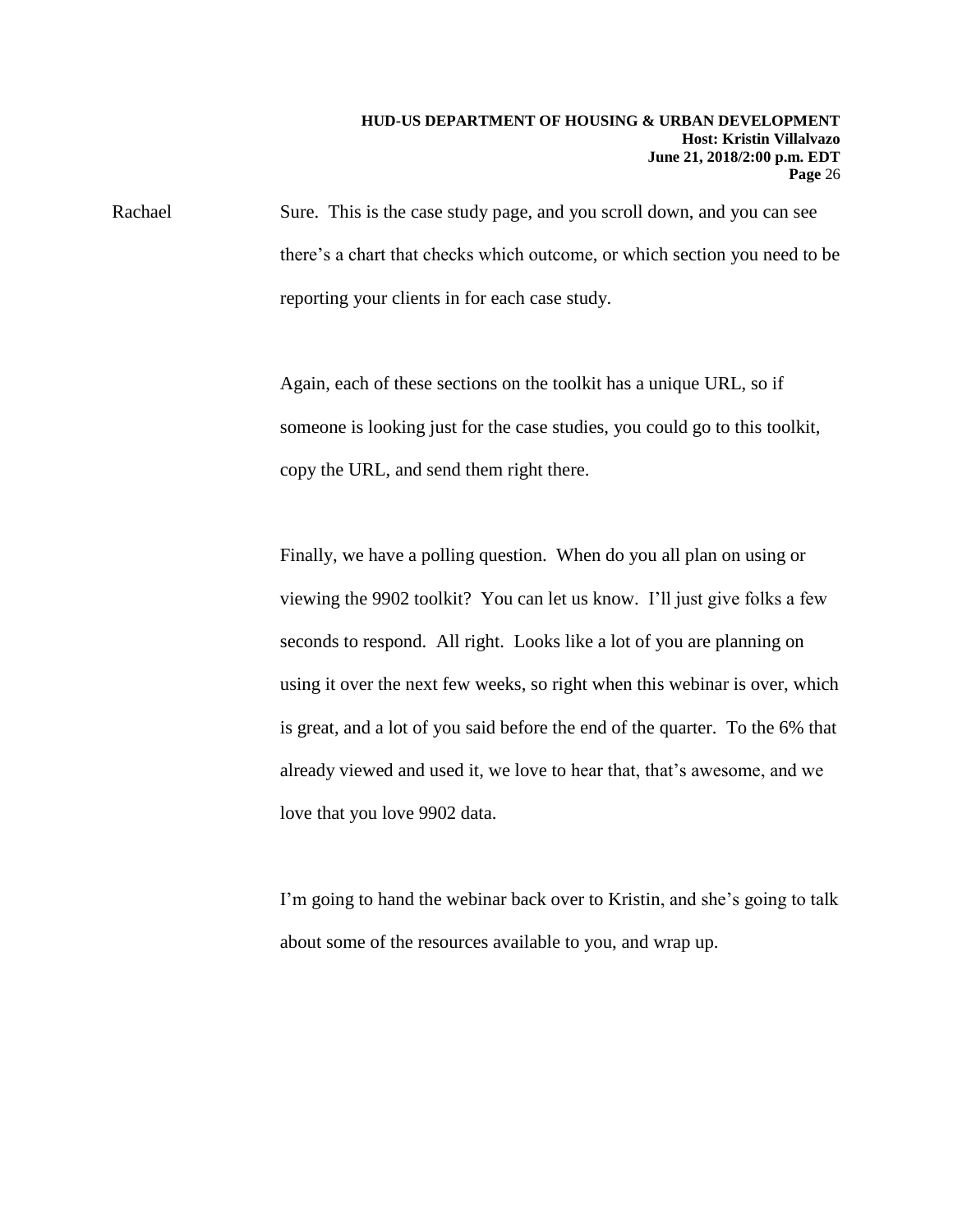Rachael Sure. This is the case study page, and you scroll down, and you can see there's a chart that checks which outcome, or which section you need to be reporting your clients in for each case study.

Again, each of these sections on the toolkit has a unique URL, so if someone is looking just for the case studies, you could go to this toolkit, copy the URL, and send them right there.

Finally, we have a polling question. When do you all plan on using or viewing the 9902 toolkit? You can let us know. I'll just give folks a few seconds to respond. All right. Looks like a lot of you are planning on using it over the next few weeks, so right when this webinar is over, which is great, and a lot of you said before the end of the quarter. To the 6% that already viewed and used it, we love to hear that, that's awesome, and we love that you love 9902 data.

I'm going to hand the webinar back over to Kristin, and she's going to talk about some of the resources available to you, and wrap up.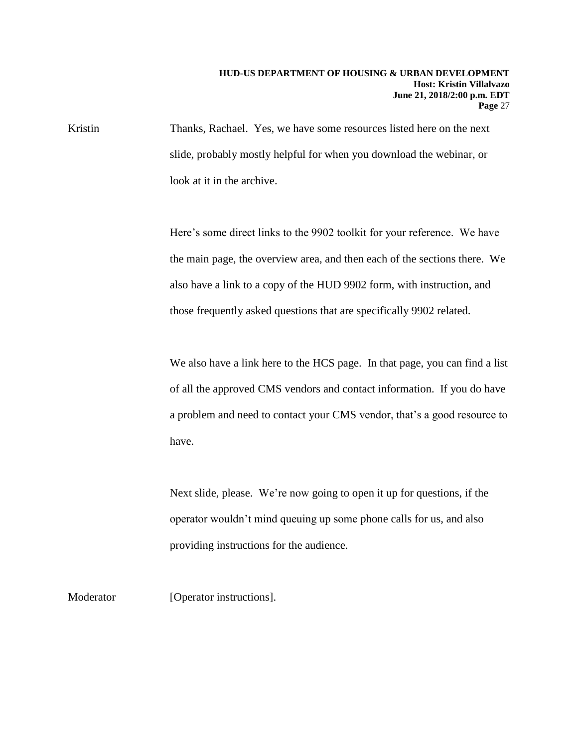Kristin Thanks, Rachael. Yes, we have some resources listed here on the next slide, probably mostly helpful for when you download the webinar, or look at it in the archive.

Here's some direct links to the 9902 toolkit for your reference. We have the main page, the overview area, and then each of the sections there. We also have a link to a copy of the HUD 9902 form, with instruction, and those frequently asked questions that are specifically 9902 related.

We also have a link here to the HCS page. In that page, you can find a list of all the approved CMS vendors and contact information. If you do have a problem and need to contact your CMS vendor, that's a good resource to have.

Next slide, please. We're now going to open it up for questions, if the operator wouldn't mind queuing up some phone calls for us, and also providing instructions for the audience.

Moderator [Operator instructions].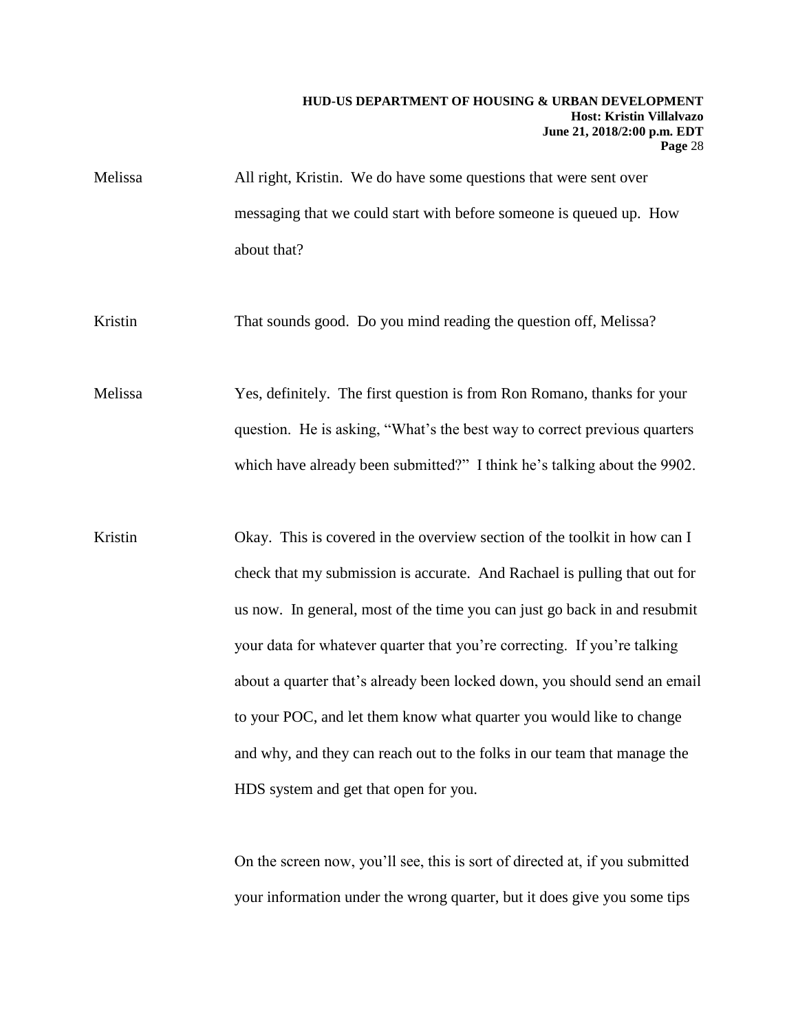Melissa All right, Kristin. We do have some questions that were sent over messaging that we could start with before someone is queued up. How about that?

Kristin That sounds good. Do you mind reading the question off, Melissa?

Melissa Yes, definitely. The first question is from Ron Romano, thanks for your question. He is asking, "What's the best way to correct previous quarters which have already been submitted?" I think he's talking about the 9902.

Kristin Okay. This is covered in the overview section of the toolkit in how can I check that my submission is accurate. And Rachael is pulling that out for us now. In general, most of the time you can just go back in and resubmit your data for whatever quarter that you're correcting. If you're talking about a quarter that's already been locked down, you should send an email to your POC, and let them know what quarter you would like to change and why, and they can reach out to the folks in our team that manage the HDS system and get that open for you.

On the screen now, you'll see, this is sort of directed at, if you submitted your information under the wrong quarter, but it does give you some tips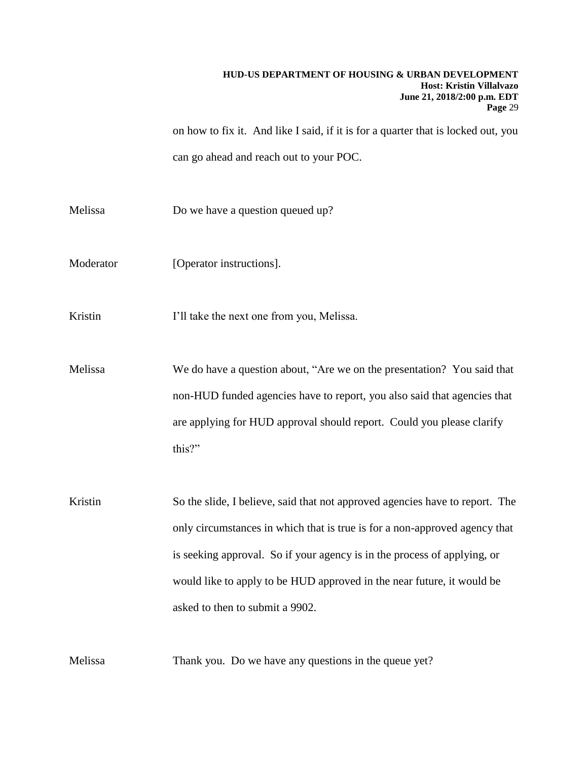on how to fix it. And like I said, if it is for a quarter that is locked out, you can go ahead and reach out to your POC.

Melissa Do we have a question queued up?

Moderator [Operator instructions].

Kristin I'll take the next one from you, Melissa.

Melissa We do have a question about, "Are we on the presentation? You said that non-HUD funded agencies have to report, you also said that agencies that are applying for HUD approval should report. Could you please clarify this?"

Kristin So the slide, I believe, said that not approved agencies have to report. The only circumstances in which that is true is for a non-approved agency that is seeking approval. So if your agency is in the process of applying, or would like to apply to be HUD approved in the near future, it would be asked to then to submit a 9902.

Melissa Thank you. Do we have any questions in the queue yet?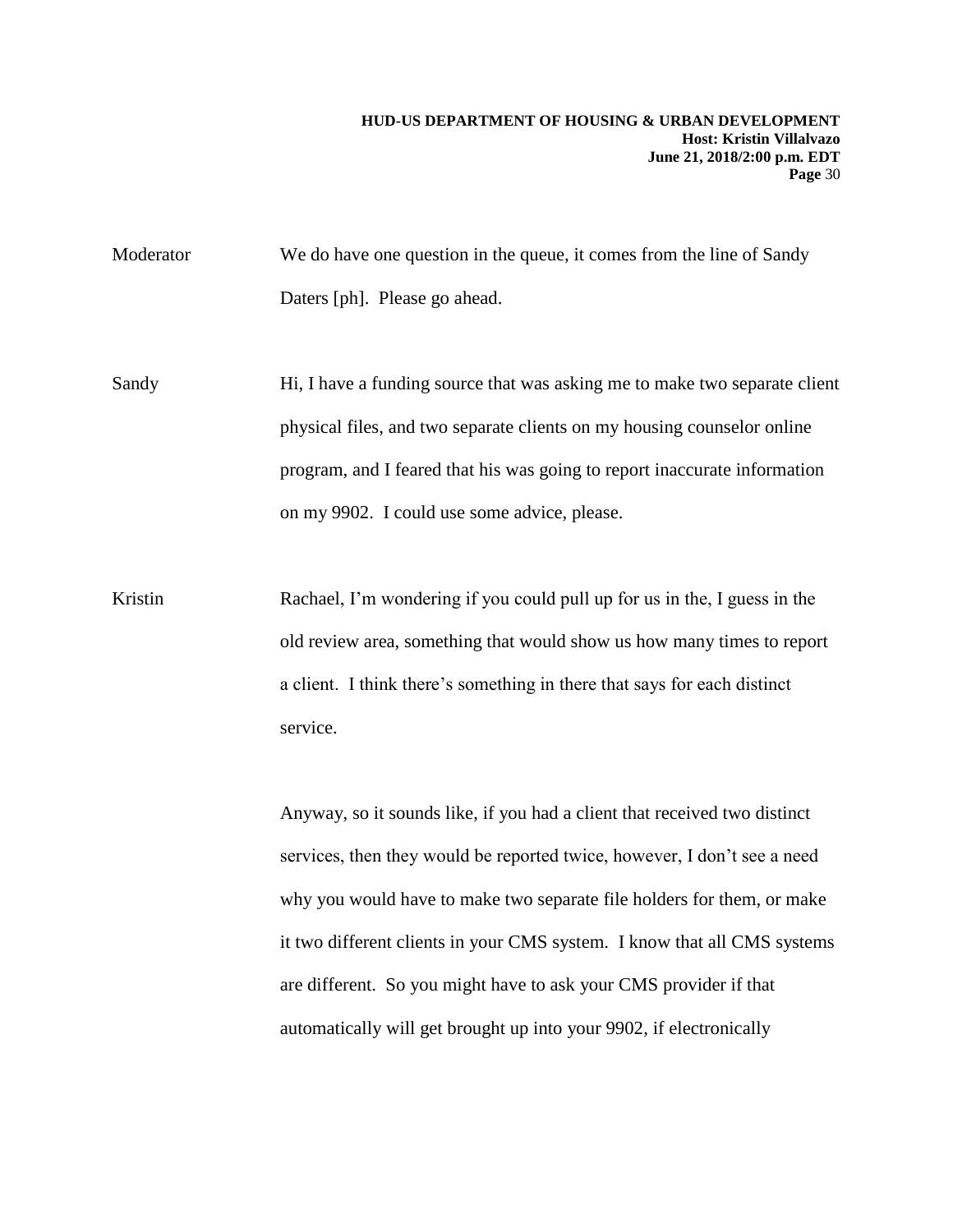Moderator We do have one question in the queue, it comes from the line of Sandy Daters [ph]. Please go ahead.

Sandy Hi, I have a funding source that was asking me to make two separate client physical files, and two separate clients on my housing counselor online program, and I feared that his was going to report inaccurate information on my 9902. I could use some advice, please.

Kristin Rachael, I'm wondering if you could pull up for us in the, I guess in the old review area, something that would show us how many times to report a client. I think there's something in there that says for each distinct service.

Anyway, so it sounds like, if you had a client that received two distinct services, then they would be reported twice, however, I don't see a need why you would have to make two separate file holders for them, or make it two different clients in your CMS system. I know that all CMS systems are different. So you might have to ask your CMS provider if that automatically will get brought up into your 9902, if electronically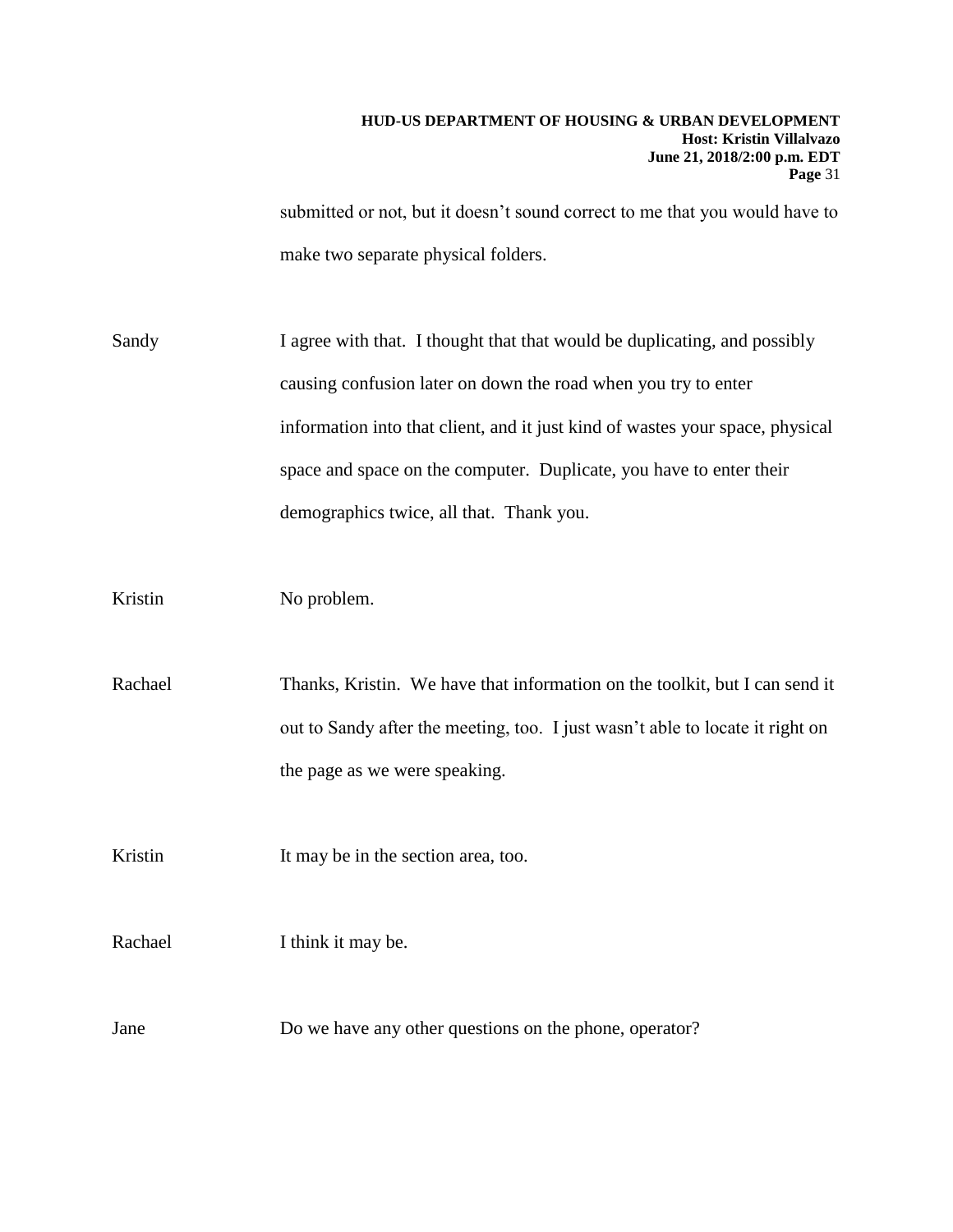submitted or not, but it doesn't sound correct to me that you would have to make two separate physical folders.

Sandy I agree with that. I thought that that would be duplicating, and possibly causing confusion later on down the road when you try to enter information into that client, and it just kind of wastes your space, physical space and space on the computer. Duplicate, you have to enter their demographics twice, all that. Thank you.

Kristin No problem.

Rachael Thanks, Kristin. We have that information on the toolkit, but I can send it out to Sandy after the meeting, too. I just wasn't able to locate it right on the page as we were speaking.

Kristin It may be in the section area, too.

Rachael I think it may be.

Jane Do we have any other questions on the phone, operator?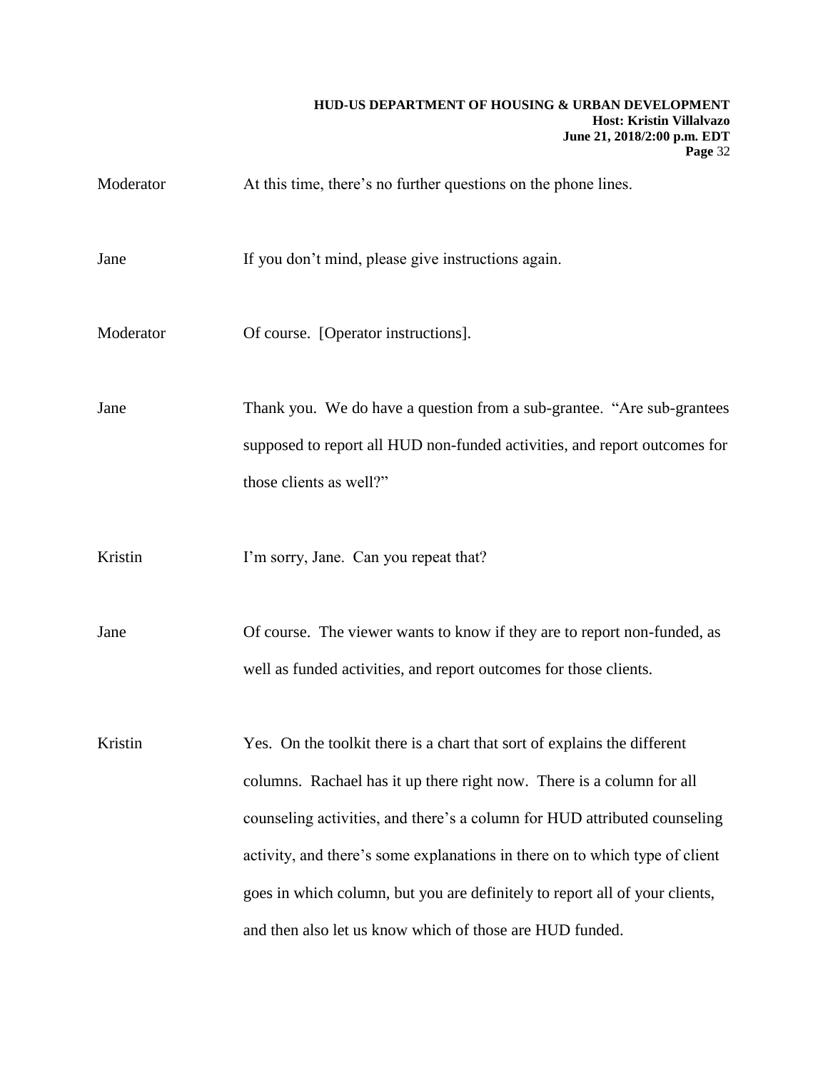Moderator At this time, there's no further questions on the phone lines.

Jane If you don't mind, please give instructions again.

Moderator Of course. [Operator instructions].

Jane Thank you. We do have a question from a sub-grantee. "Are sub-grantees supposed to report all HUD non-funded activities, and report outcomes for those clients as well?"

Kristin I'm sorry, Jane. Can you repeat that?

Jane Of course. The viewer wants to know if they are to report non-funded, as well as funded activities, and report outcomes for those clients.

Kristin Yes. On the toolkit there is a chart that sort of explains the different columns. Rachael has it up there right now. There is a column for all counseling activities, and there's a column for HUD attributed counseling activity, and there's some explanations in there on to which type of client goes in which column, but you are definitely to report all of your clients, and then also let us know which of those are HUD funded.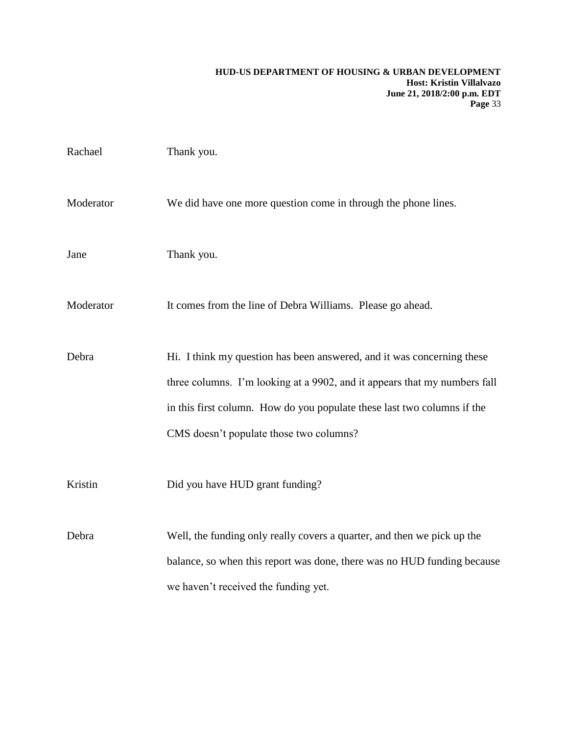Rachael Thank you.

Moderator We did have one more question come in through the phone lines.

Jane Thank you.

Moderator It comes from the line of Debra Williams. Please go ahead.

Debra Hi. I think my question has been answered, and it was concerning these three columns. I'm looking at a 9902, and it appears that my numbers fall in this first column. How do you populate these last two columns if the CMS doesn't populate those two columns?

Kristin Did you have HUD grant funding?

Debra Well, the funding only really covers a quarter, and then we pick up the balance, so when this report was done, there was no HUD funding because we haven't received the funding yet.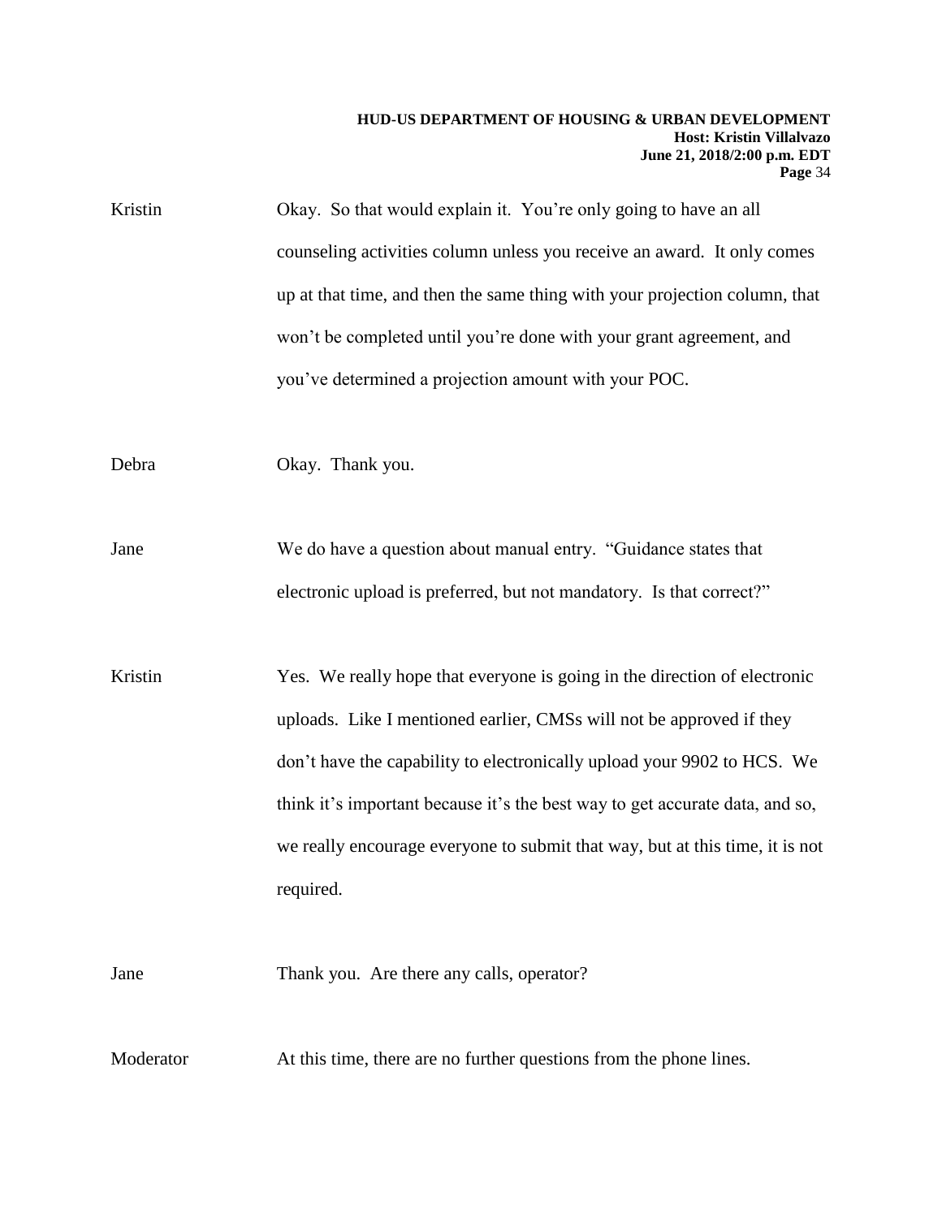Kristin Okay. So that would explain it. You're only going to have an all counseling activities column unless you receive an award. It only comes up at that time, and then the same thing with your projection column, that won't be completed until you're done with your grant agreement, and you've determined a projection amount with your POC.

Debra Okay. Thank you.

Jane We do have a question about manual entry. "Guidance states that electronic upload is preferred, but not mandatory. Is that correct?"

Kristin Yes. We really hope that everyone is going in the direction of electronic uploads. Like I mentioned earlier, CMSs will not be approved if they don't have the capability to electronically upload your 9902 to HCS. We think it's important because it's the best way to get accurate data, and so, we really encourage everyone to submit that way, but at this time, it is not required.

Jane Thank you. Are there any calls, operator?

Moderator At this time, there are no further questions from the phone lines.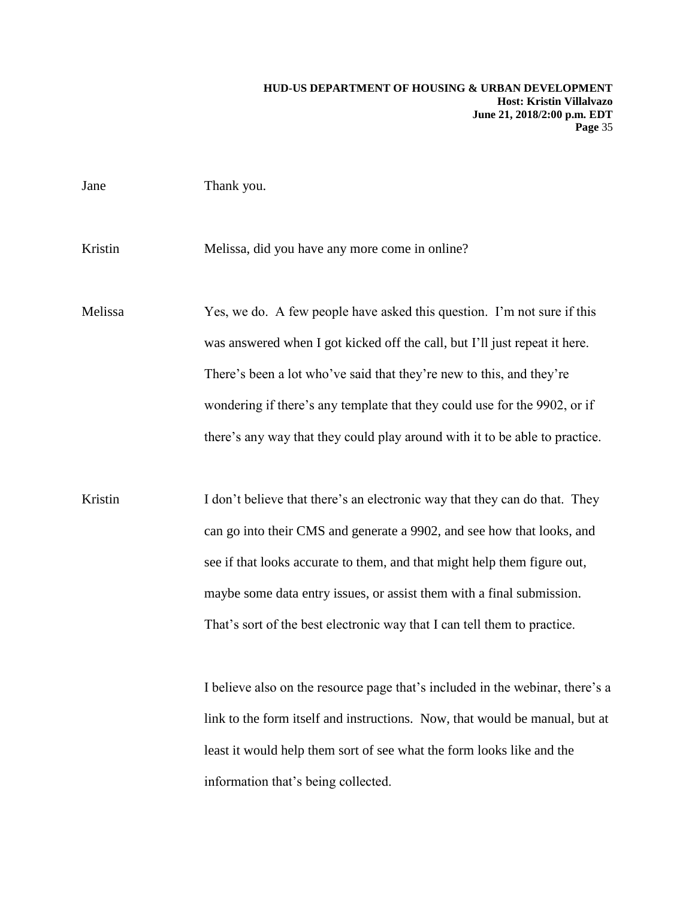Jane Thank you.

Kristin Melissa, did you have any more come in online?

Melissa Yes, we do. A few people have asked this question. I'm not sure if this was answered when I got kicked off the call, but I'll just repeat it here. There's been a lot who've said that they're new to this, and they're wondering if there's any template that they could use for the 9902, or if there's any way that they could play around with it to be able to practice.

Kristin I don't believe that there's an electronic way that they can do that. They can go into their CMS and generate a 9902, and see how that looks, and see if that looks accurate to them, and that might help them figure out, maybe some data entry issues, or assist them with a final submission. That's sort of the best electronic way that I can tell them to practice.

I believe also on the resource page that's included in the webinar, there's a link to the form itself and instructions. Now, that would be manual, but at least it would help them sort of see what the form looks like and the information that's being collected.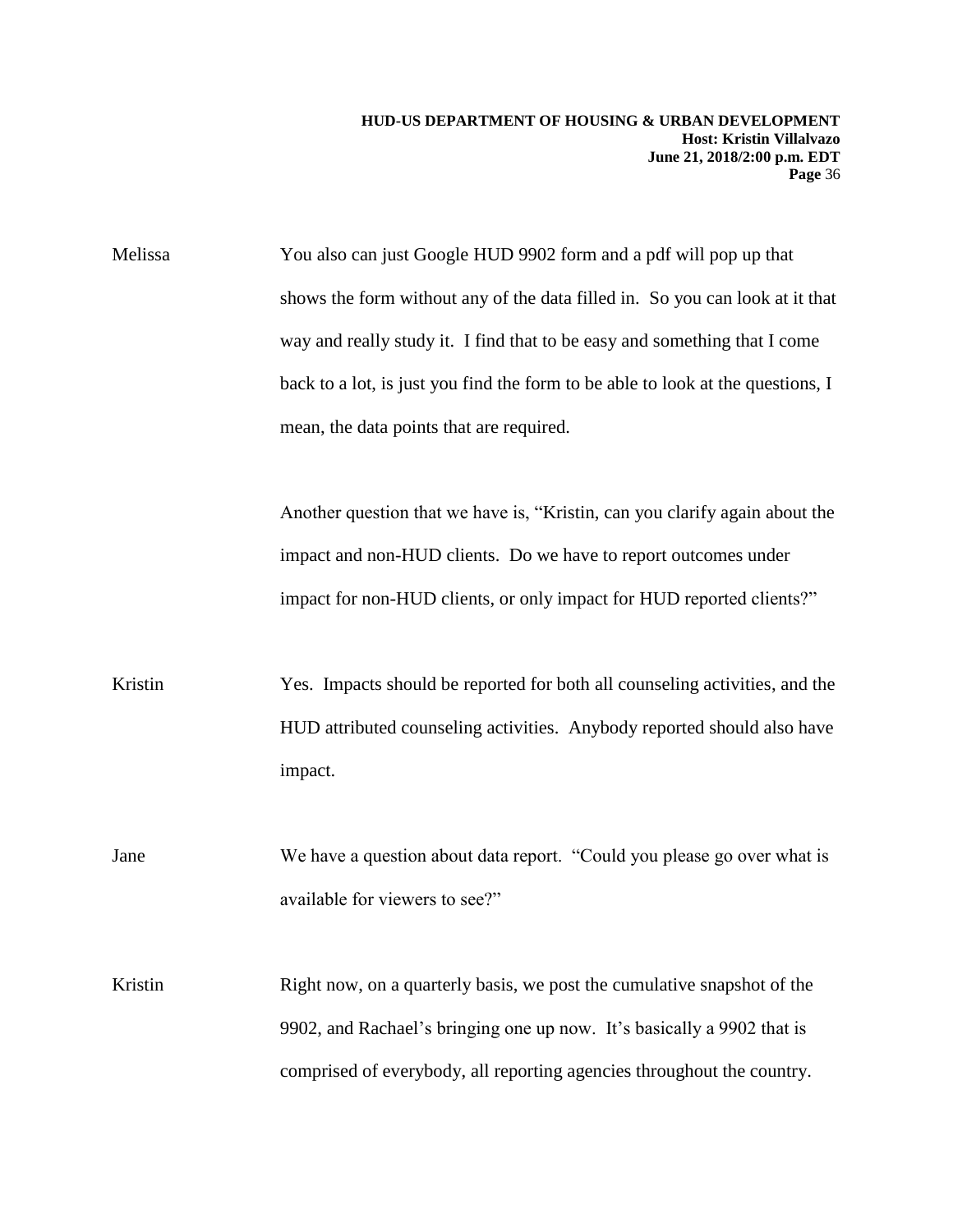Melissa You also can just Google HUD 9902 form and a pdf will pop up that shows the form without any of the data filled in. So you can look at it that way and really study it. I find that to be easy and something that I come back to a lot, is just you find the form to be able to look at the questions, I mean, the data points that are required.

Another question that we have is, "Kristin, can you clarify again about the impact and non-HUD clients. Do we have to report outcomes under impact for non-HUD clients, or only impact for HUD reported clients?"

Kristin Yes. Impacts should be reported for both all counseling activities, and the HUD attributed counseling activities. Anybody reported should also have impact.

Jane We have a question about data report. "Could you please go over what is available for viewers to see?"

Kristin Right now, on a quarterly basis, we post the cumulative snapshot of the 9902, and Rachael's bringing one up now. It's basically a 9902 that is comprised of everybody, all reporting agencies throughout the country.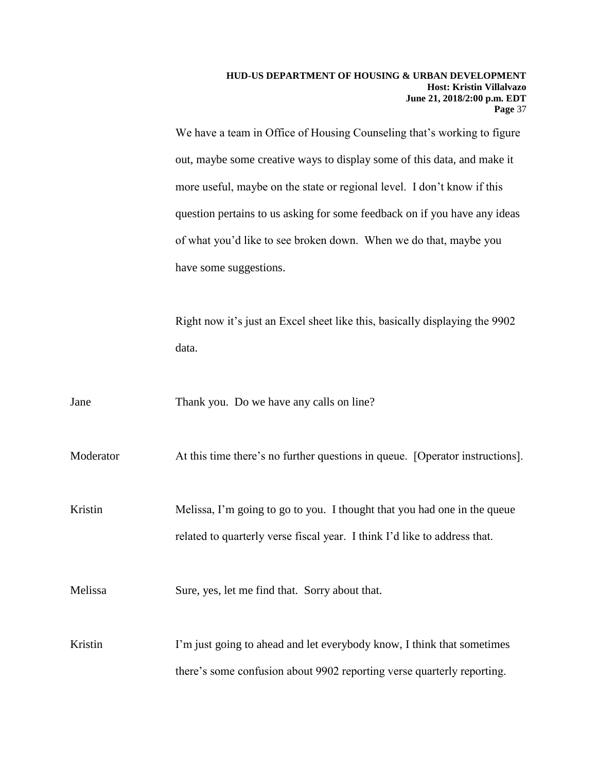We have a team in Office of Housing Counseling that's working to figure out, maybe some creative ways to display some of this data, and make it more useful, maybe on the state or regional level. I don't know if this question pertains to us asking for some feedback on if you have any ideas of what you'd like to see broken down. When we do that, maybe you have some suggestions.

Right now it's just an Excel sheet like this, basically displaying the 9902 data.

Jane Thank you. Do we have any calls on line?

Moderator At this time there's no further questions in queue. [Operator instructions].

Kristin Melissa, I'm going to go to you. I thought that you had one in the queue related to quarterly verse fiscal year. I think I'd like to address that.

Melissa Sure, yes, let me find that. Sorry about that.

Kristin I'm just going to ahead and let everybody know, I think that sometimes there's some confusion about 9902 reporting verse quarterly reporting.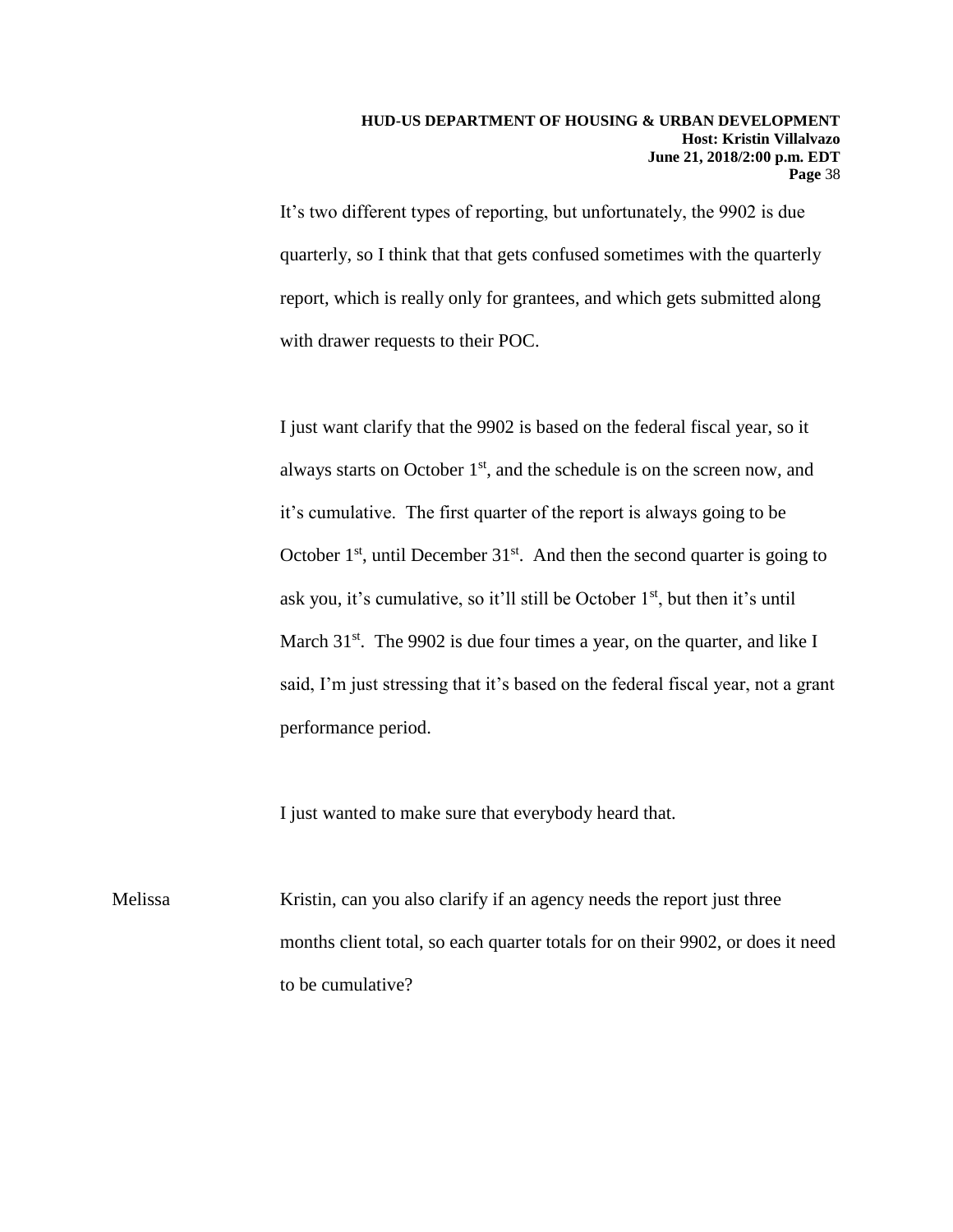It's two different types of reporting, but unfortunately, the 9902 is due quarterly, so I think that that gets confused sometimes with the quarterly report, which is really only for grantees, and which gets submitted along with drawer requests to their POC.

I just want clarify that the 9902 is based on the federal fiscal year, so it always starts on October 1st, and the schedule is on the screen now, and it's cumulative. The first quarter of the report is always going to be October 1st, until December 31st. And then the second quarter is going to ask you, it's cumulative, so it'll still be October 1st, but then it's until March 31st. The 9902 is due four times a year, on the quarter, and like I said, I'm just stressing that it's based on the federal fiscal year, not a grant performance period.

I just wanted to make sure that everybody heard that.

Melissa Kristin, can you also clarify if an agency needs the report just three months client total, so each quarter totals for on their 9902, or does it need to be cumulative?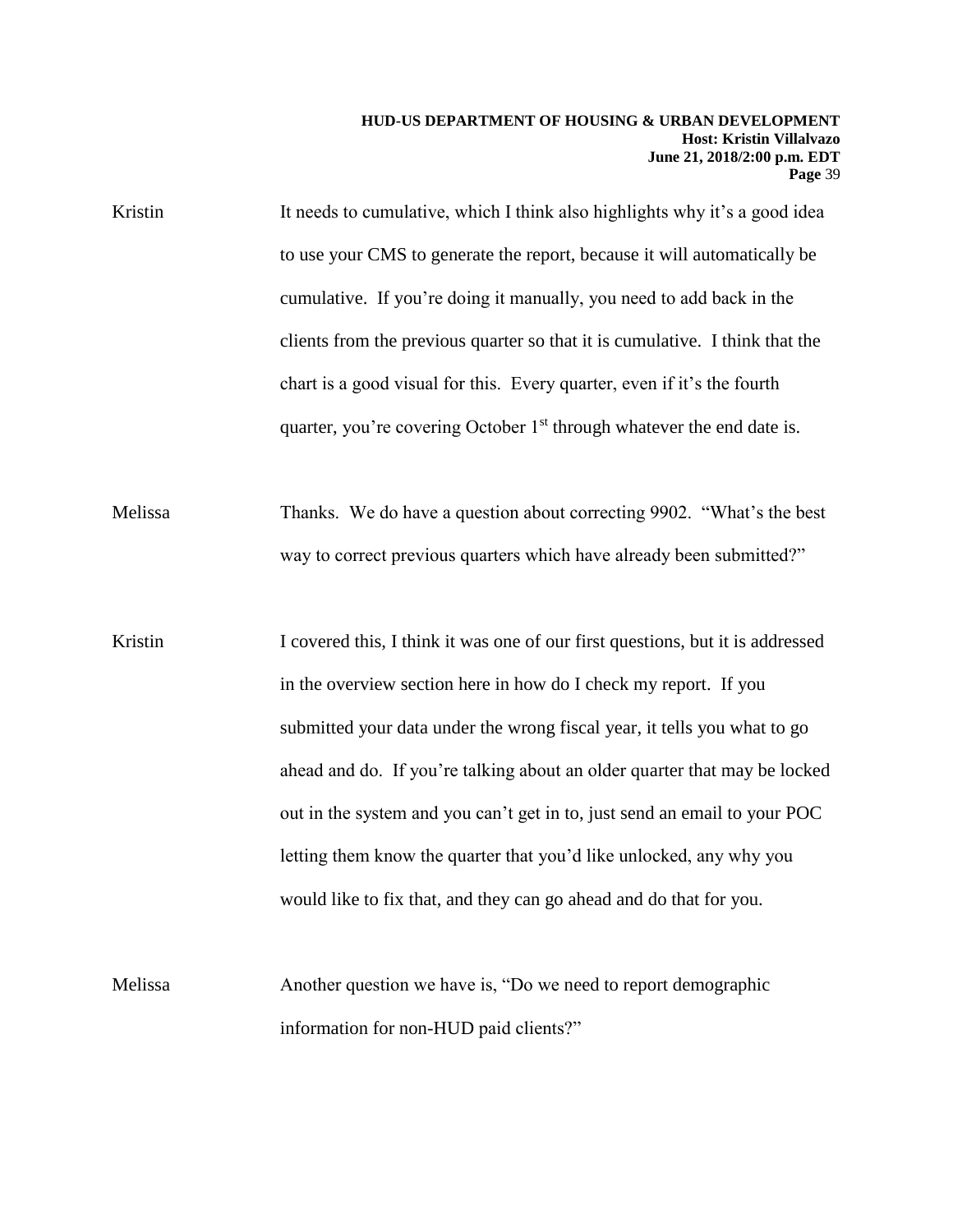Kristin It needs to cumulative, which I think also highlights why it's a good idea to use your CMS to generate the report, because it will automatically be cumulative. If you're doing it manually, you need to add back in the clients from the previous quarter so that it is cumulative. I think that the chart is a good visual for this. Every quarter, even if it's the fourth quarter, you're covering October 1st through whatever the end date is.

Melissa Thanks. We do have a question about correcting 9902. "What's the best way to correct previous quarters which have already been submitted?"

Kristin I covered this, I think it was one of our first questions, but it is addressed in the overview section here in how do I check my report. If you submitted your data under the wrong fiscal year, it tells you what to go ahead and do. If you're talking about an older quarter that may be locked out in the system and you can't get in to, just send an email to your POC letting them know the quarter that you'd like unlocked, any why you would like to fix that, and they can go ahead and do that for you.

Melissa Another question we have is, "Do we need to report demographic information for non-HUD paid clients?"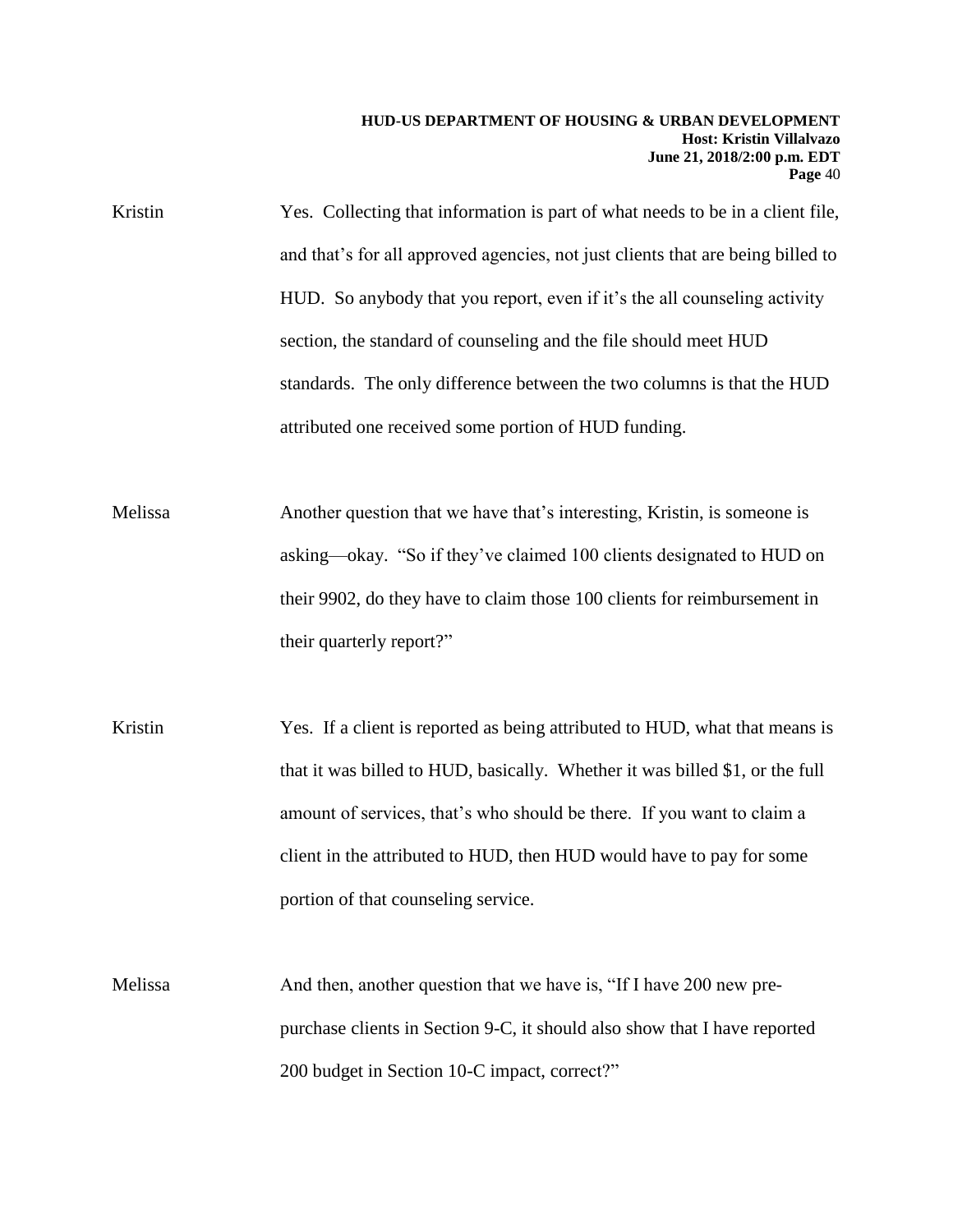Kristin Yes. Collecting that information is part of what needs to be in a client file, and that's for all approved agencies, not just clients that are being billed to HUD. So anybody that you report, even if it's the all counseling activity section, the standard of counseling and the file should meet HUD standards. The only difference between the two columns is that the HUD attributed one received some portion of HUD funding.

Melissa Another question that we have that's interesting, Kristin, is someone is asking—okay. "So if they've claimed 100 clients designated to HUD on their 9902, do they have to claim those 100 clients for reimbursement in their quarterly report?"

Kristin Yes. If a client is reported as being attributed to HUD, what that means is that it was billed to HUD, basically. Whether it was billed $1, or the full amount of services, that's who should be there. If you want to claim a client in the attributed to HUD, then HUD would have to pay for some portion of that counseling service.

Melissa And then, another question that we have is, "If I have 200 new pre-purchase clients in Section 9-C, it should also show that I have reported 200 budget in Section 10-C impact, correct?"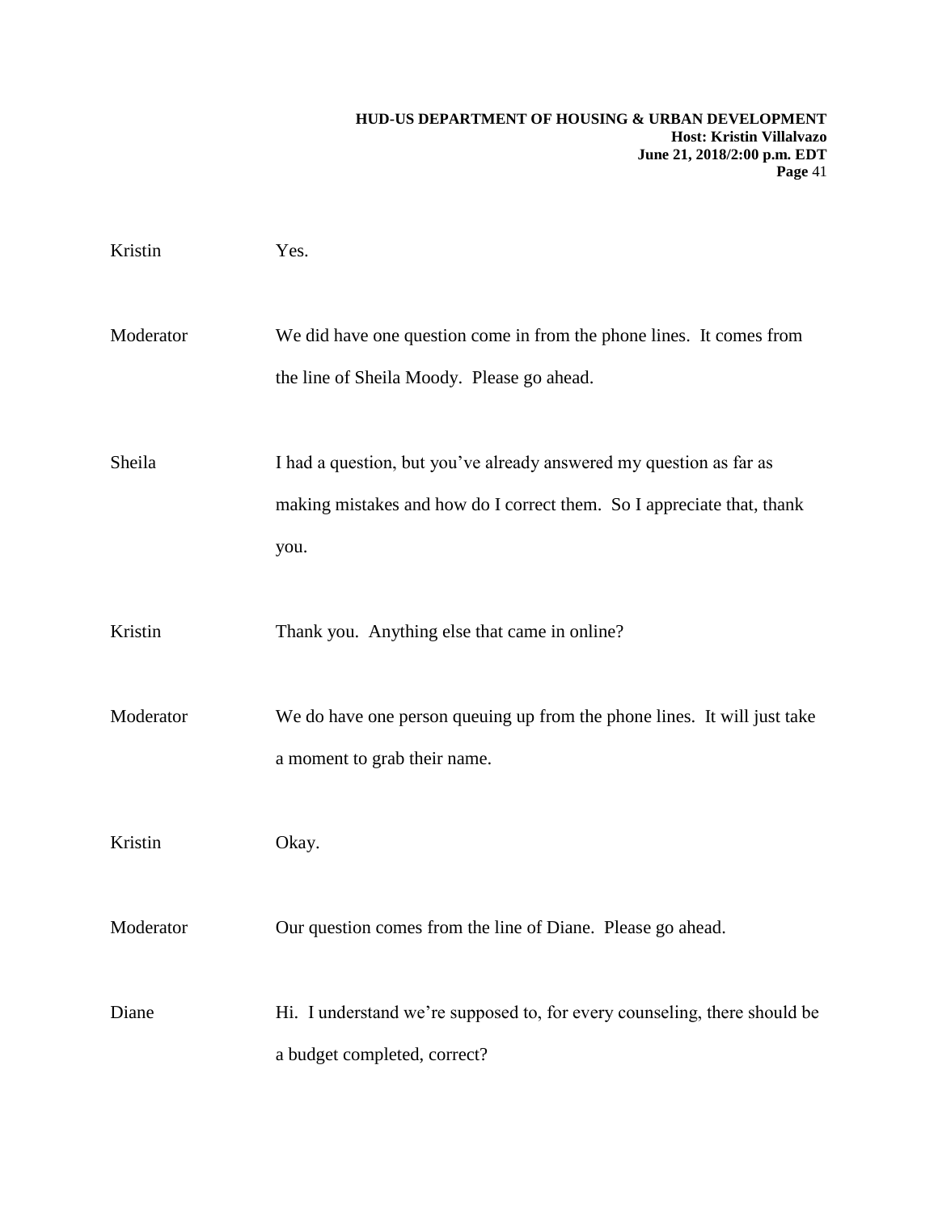Kristin Yes.

Moderator We did have one question come in from the phone lines. It comes from the line of Sheila Moody. Please go ahead.

Sheila I had a question, but you've already answered my question as far as making mistakes and how do I correct them. So I appreciate that, thank you.

Kristin Thank you. Anything else that came in online?

Moderator We do have one person queuing up from the phone lines. It will just take a moment to grab their name.

Kristin Okay.

Moderator Our question comes from the line of Diane. Please go ahead.

Diane Hi. I understand we're supposed to, for every counseling, there should be a budget completed, correct?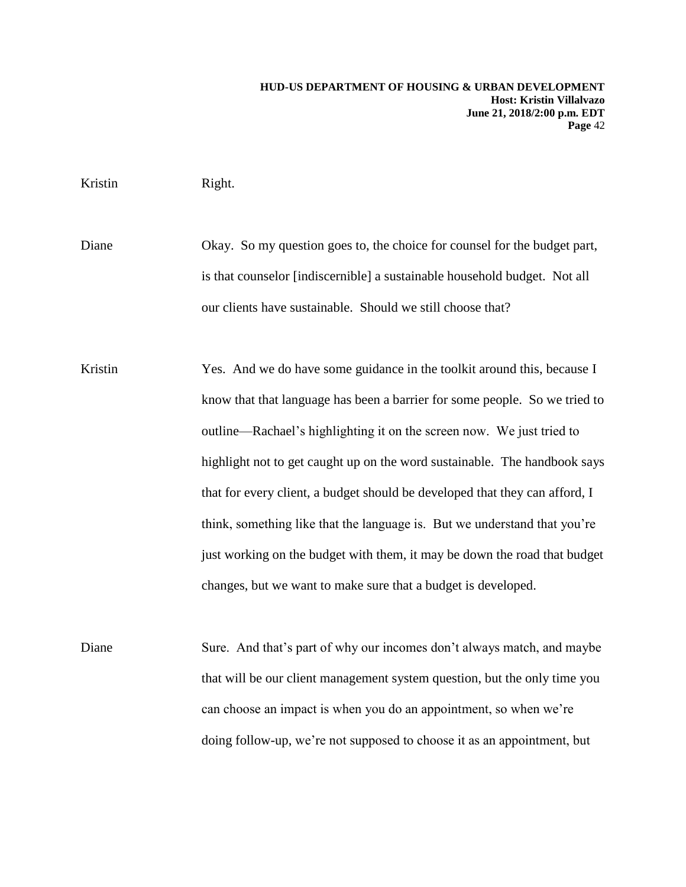Kristin Right.

Diane Okay. So my question goes to, the choice for counsel for the budget part, is that counselor [indiscernible] a sustainable household budget. Not all our clients have sustainable. Should we still choose that?

Kristin Yes. And we do have some guidance in the toolkit around this, because I know that that language has been a barrier for some people. So we tried to outline—Rachael's highlighting it on the screen now. We just tried to highlight not to get caught up on the word sustainable. The handbook says that for every client, a budget should be developed that they can afford, I think, something like that the language is. But we understand that you're just working on the budget with them, it may be down the road that budget changes, but we want to make sure that a budget is developed.

Diane Sure. And that's part of why our incomes don't always match, and maybe that will be our client management system question, but the only time you can choose an impact is when you do an appointment, so when we're doing follow-up, we're not supposed to choose it as an appointment, but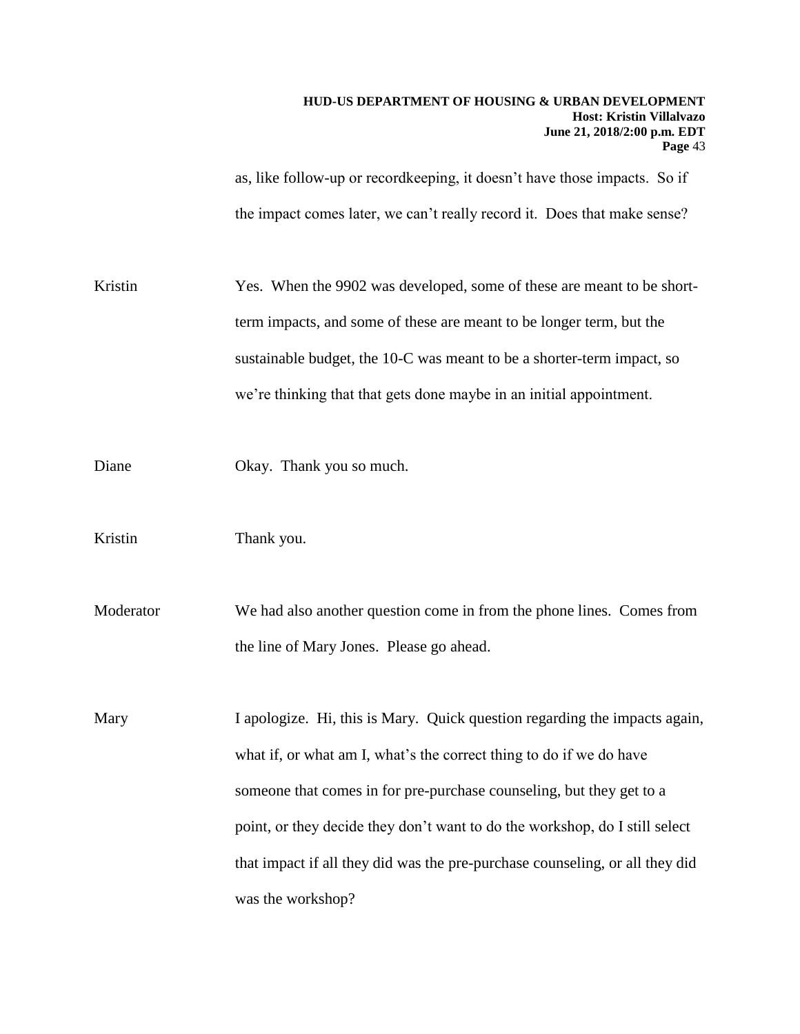as, like follow-up or recordkeeping, it doesn't have those impacts. So if the impact comes later, we can't really record it. Does that make sense?

Kristin: Yes. When the 9902 was developed, some of these are meant to be short-term impacts, and some of these are meant to be longer term, but the sustainable budget, the 10-C was meant to be a shorter-term impact, so we're thinking that that gets done maybe in an initial appointment.

Diane: Okay. Thank you so much.

Kristin: Thank you.

Moderator: We had also another question come in from the phone lines. Comes from the line of Mary Jones. Please go ahead.

Mary: I apologize. Hi, this is Mary. Quick question regarding the impacts again, what if, or what am I, what's the correct thing to do if we do have someone that comes in for pre-purchase counseling, but they get to a point, or they decide they don't want to do the workshop, do I still select that impact if all they did was the pre-purchase counseling, or all they did was the workshop?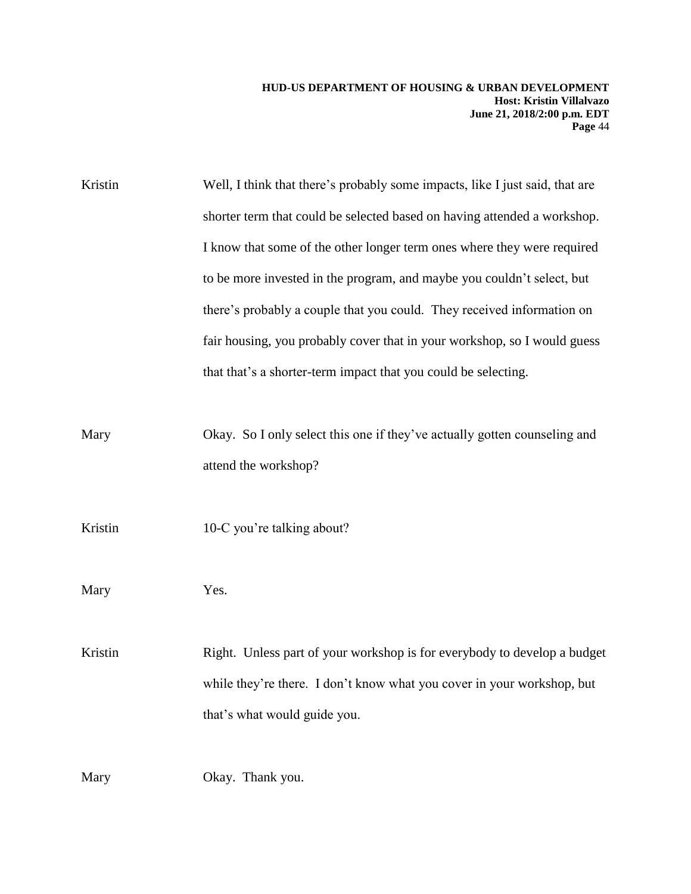Kristin Well, I think that there's probably some impacts, like I just said, that are shorter term that could be selected based on having attended a workshop. I know that some of the other longer term ones where they were required to be more invested in the program, and maybe you couldn't select, but there's probably a couple that you could. They received information on fair housing, you probably cover that in your workshop, so I would guess that that's a shorter-term impact that you could be selecting.

Mary Okay. So I only select this one if they've actually gotten counseling and attend the workshop?

Kristin 10-C you're talking about?

Mary Yes.

Kristin Right. Unless part of your workshop is for everybody to develop a budget while they're there. I don't know what you cover in your workshop, but that's what would guide you.

Mary Okay. Thank you.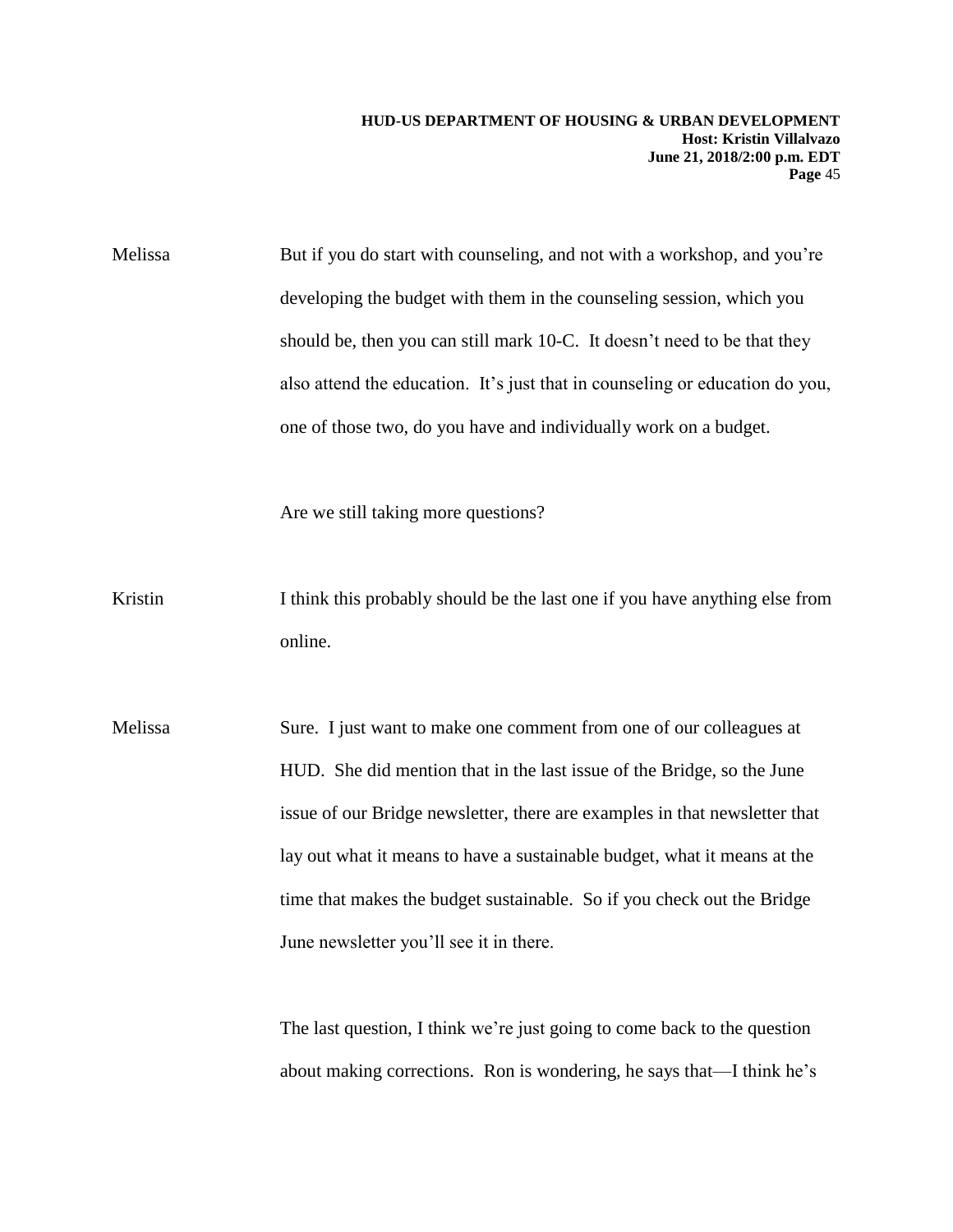Melissa But if you do start with counseling, and not with a workshop, and you're developing the budget with them in the counseling session, which you should be, then you can still mark 10-C. It doesn't need to be that they also attend the education. It's just that in counseling or education do you, one of those two, do you have and individually work on a budget.

Are we still taking more questions?

Kristin I think this probably should be the last one if you have anything else from online.

Melissa Sure. I just want to make one comment from one of our colleagues at HUD. She did mention that in the last issue of the Bridge, so the June issue of our Bridge newsletter, there are examples in that newsletter that lay out what it means to have a sustainable budget, what it means at the time that makes the budget sustainable. So if you check out the Bridge June newsletter you'll see it in there.

The last question, I think we're just going to come back to the question about making corrections. Ron is wondering, he says that—I think he's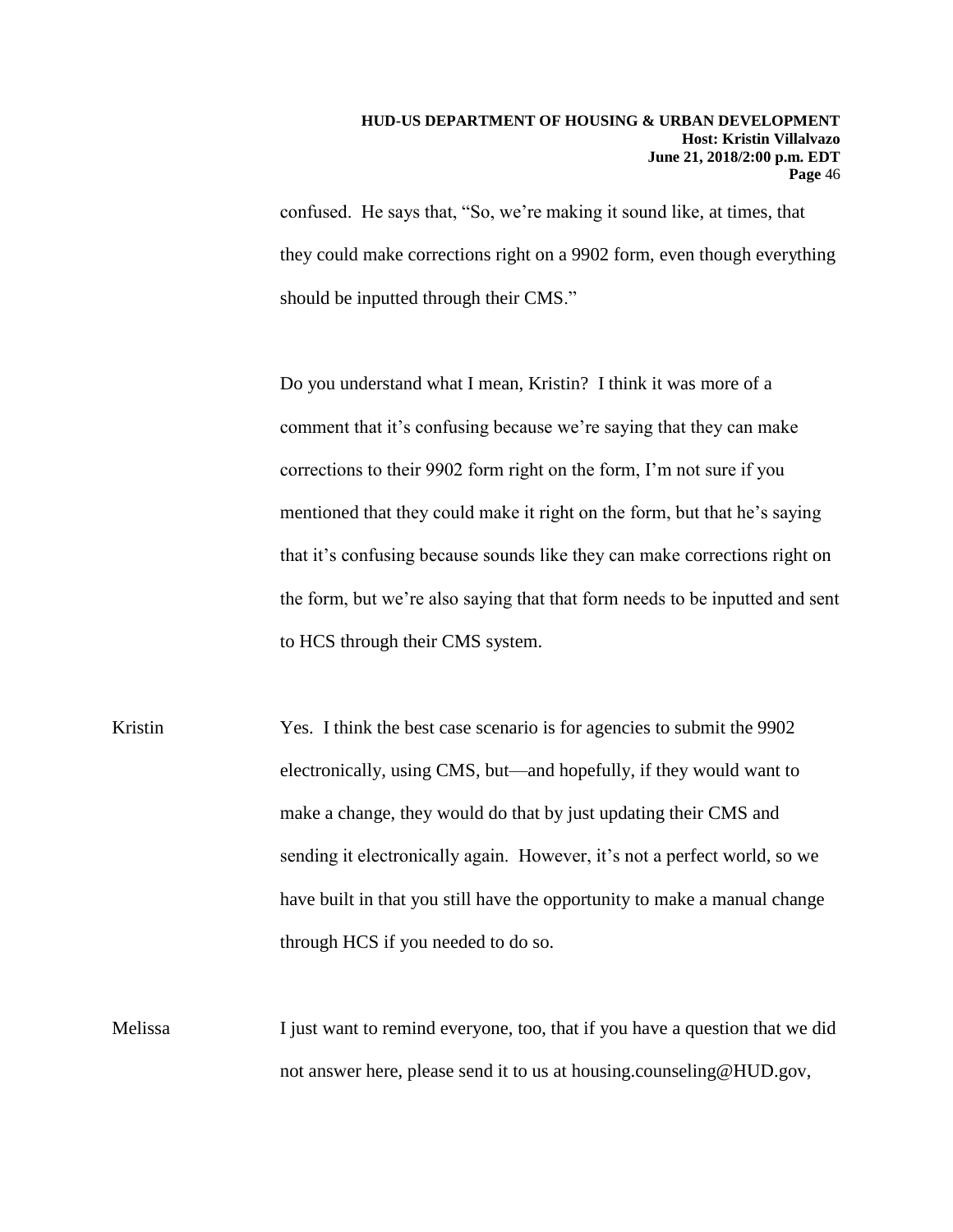confused. He says that, "So, we're making it sound like, at times, that they could make corrections right on a 9902 form, even though everything should be inputted through their CMS."

Do you understand what I mean, Kristin? I think it was more of a comment that it's confusing because we're saying that they can make corrections to their 9902 form right on the form, I'm not sure if you mentioned that they could make it right on the form, but that he's saying that it's confusing because sounds like they can make corrections right on the form, but we're also saying that that form needs to be inputted and sent to HCS through their CMS system.

Kristin Yes. I think the best case scenario is for agencies to submit the 9902 electronically, using CMS, but—and hopefully, if they would want to make a change, they would do that by just updating their CMS and sending it electronically again. However, it's not a perfect world, so we have built in that you still have the opportunity to make a manual change through HCS if you needed to do so.

Melissa I just want to remind everyone, too, that if you have a question that we did not answer here, please send it to us at housing.counseling@HUD.gov,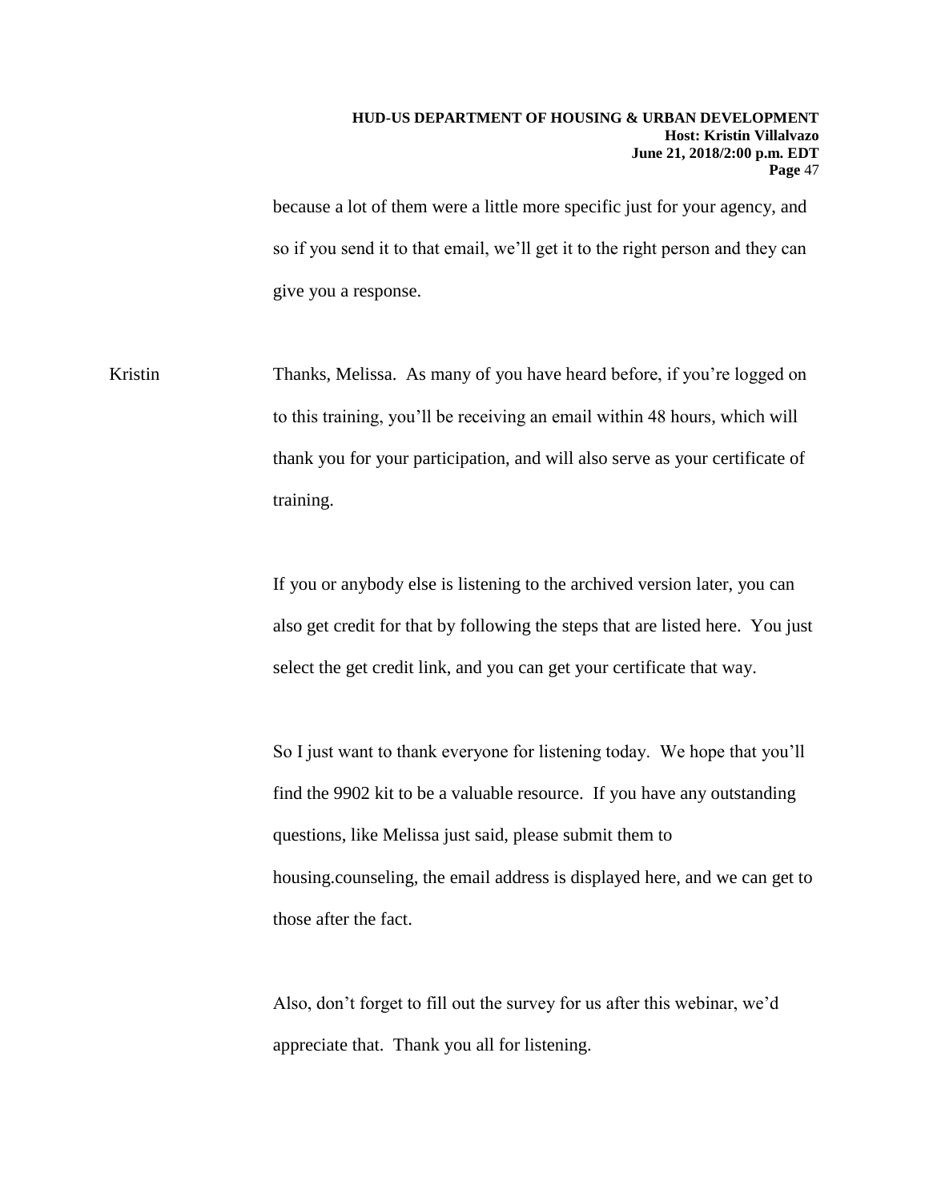because a lot of them were a little more specific just for your agency, and so if you send it to that email, we'll get it to the right person and they can give you a response.

Kristin	Thanks, Melissa. As many of you have heard before, if you're logged on to this training, you'll be receiving an email within 48 hours, which will thank you for your participation, and will also serve as your certificate of training.

If you or anybody else is listening to the archived version later, you can also get credit for that by following the steps that are listed here. You just select the get credit link, and you can get your certificate that way.

So I just want to thank everyone for listening today. We hope that you'll find the 9902 kit to be a valuable resource. If you have any outstanding questions, like Melissa just said, please submit them to housing.counseling, the email address is displayed here, and we can get to those after the fact.

Also, don't forget to fill out the survey for us after this webinar, we'd appreciate that. Thank you all for listening.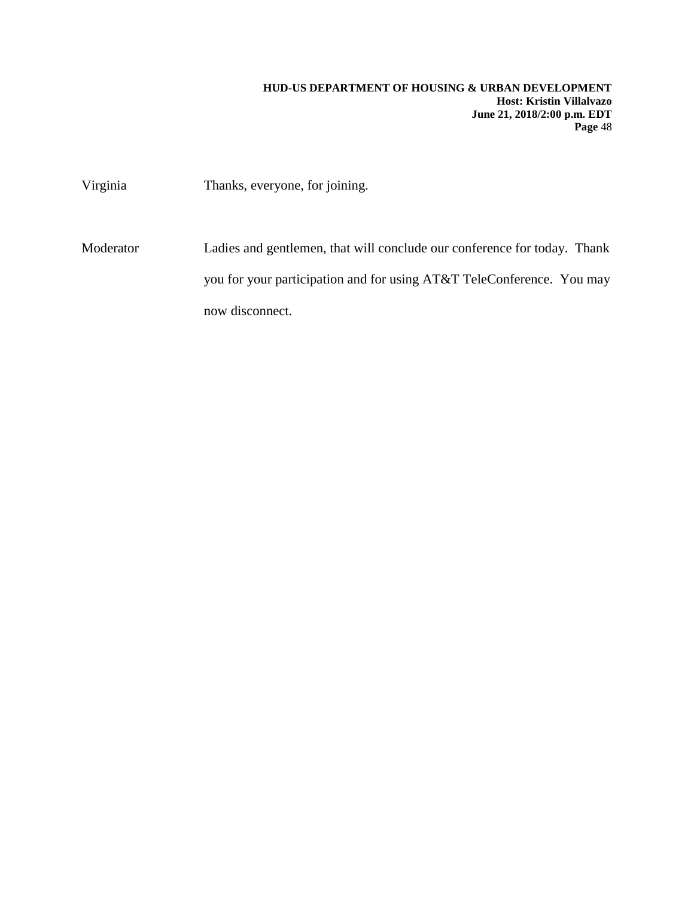Virginia Thanks, everyone, for joining.

Moderator Ladies and gentlemen, that will conclude our conference for today. Thank you for your participation and for using AT&T TeleConference. You may now disconnect.